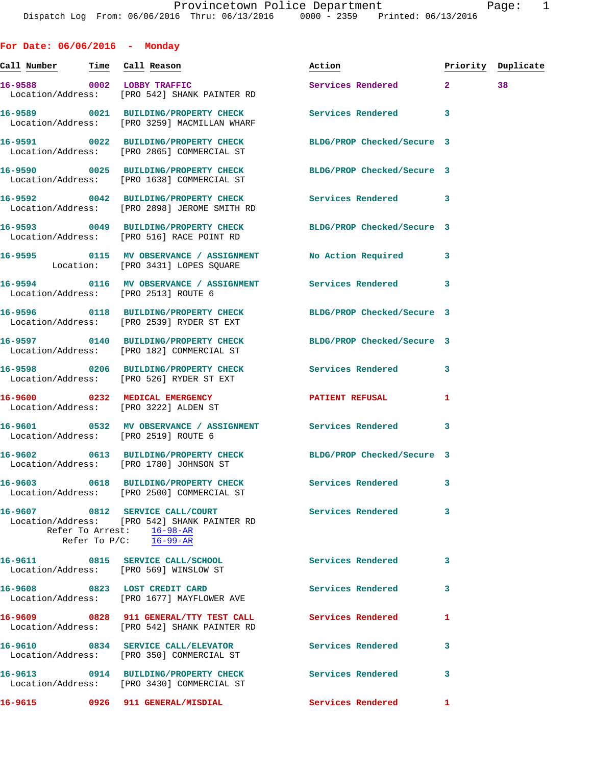Provincetown Police Department

Dispatch Log From: 06/06/2016 Thru: 06/13/2016 0000 - 2359 Printed: 06/13/2016

## For Date: 06/06/2016 - Monday

| Call Number | Time | Call Reason | Action | Priority | Duplicate |
|---|---|---|---|---|---|
| 16-9588 | 0002 | LOBBY TRAFFIC | Services Rendered | 2 | 38 |
| Location/Address: | | [PRO 542] SHANK PAINTER RD | | | |
| 16-9589 | 0021 | BUILDING/PROPERTY CHECK | Services Rendered | 3 | |
| Location/Address: | | [PRO 3259] MACMILLAN WHARF | | | |
| 16-9591 | 0022 | BUILDING/PROPERTY CHECK | BLDG/PROP Checked/Secure | 3 | |
| Location/Address: | | [PRO 2865] COMMERCIAL ST | | | |
| 16-9590 | 0025 | BUILDING/PROPERTY CHECK | BLDG/PROP Checked/Secure | 3 | |
| Location/Address: | | [PRO 1638] COMMERCIAL ST | | | |
| 16-9592 | 0042 | BUILDING/PROPERTY CHECK | Services Rendered | 3 | |
| Location/Address: | | [PRO 2898] JEROME SMITH RD | | | |
| 16-9593 | 0049 | BUILDING/PROPERTY CHECK | BLDG/PROP Checked/Secure | 3 | |
| Location/Address: | | [PRO 516] RACE POINT RD | | | |
| 16-9595 | 0115 | MV OBSERVANCE / ASSIGNMENT | No Action Required | 3 | |
| Location: | | [PRO 3431] LOPES SQUARE | | | |
| 16-9594 | 0116 | MV OBSERVANCE / ASSIGNMENT | Services Rendered | 3 | |
| Location/Address: | | [PRO 2513] ROUTE 6 | | | |
| 16-9596 | 0118 | BUILDING/PROPERTY CHECK | BLDG/PROP Checked/Secure | 3 | |
| Location/Address: | | [PRO 2539] RYDER ST EXT | | | |
| 16-9597 | 0140 | BUILDING/PROPERTY CHECK | BLDG/PROP Checked/Secure | 3 | |
| Location/Address: | | [PRO 182] COMMERCIAL ST | | | |
| 16-9598 | 0206 | BUILDING/PROPERTY CHECK | Services Rendered | 3 | |
| Location/Address: | | [PRO 526] RYDER ST EXT | | | |
| 16-9600 | 0232 | MEDICAL EMERGENCY | PATIENT REFUSAL | 1 | |
| Location/Address: | | [PRO 3222] ALDEN ST | | | |
| 16-9601 | 0532 | MV OBSERVANCE / ASSIGNMENT | Services Rendered | 3 | |
| Location/Address: | | [PRO 2519] ROUTE 6 | | | |
| 16-9602 | 0613 | BUILDING/PROPERTY CHECK | BLDG/PROP Checked/Secure | 3 | |
| Location/Address: | | [PRO 1780] JOHNSON ST | | | |
| 16-9603 | 0618 | BUILDING/PROPERTY CHECK | Services Rendered | 3 | |
| Location/Address: | | [PRO 2500] COMMERCIAL ST | | | |
| 16-9607 | 0812 | SERVICE CALL/COURT | Services Rendered | 3 | |
| Location/Address: | | [PRO 542] SHANK PAINTER RD | | | |
| Refer To Arrest: | | 16-98-AR | | | |
| Refer To P/C: | | 16-99-AR | | | |
| 16-9611 | 0815 | SERVICE CALL/SCHOOL | Services Rendered | 3 | |
| Location/Address: | | [PRO 569] WINSLOW ST | | | |
| 16-9608 | 0823 | LOST CREDIT CARD | Services Rendered | 3 | |
| Location/Address: | | [PRO 1677] MAYFLOWER AVE | | | |
| 16-9609 | 0828 | 911 GENERAL/TTY TEST CALL | Services Rendered | 1 | |
| Location/Address: | | [PRO 542] SHANK PAINTER RD | | | |
| 16-9610 | 0834 | SERVICE CALL/ELEVATOR | Services Rendered | 3 | |
| Location/Address: | | [PRO 350] COMMERCIAL ST | | | |
| 16-9613 | 0914 | BUILDING/PROPERTY CHECK | Services Rendered | 3 | |
| Location/Address: | | [PRO 3430] COMMERCIAL ST | | | |
| 16-9615 | 0926 | 911 GENERAL/MISDIAL | Services Rendered | 1 | |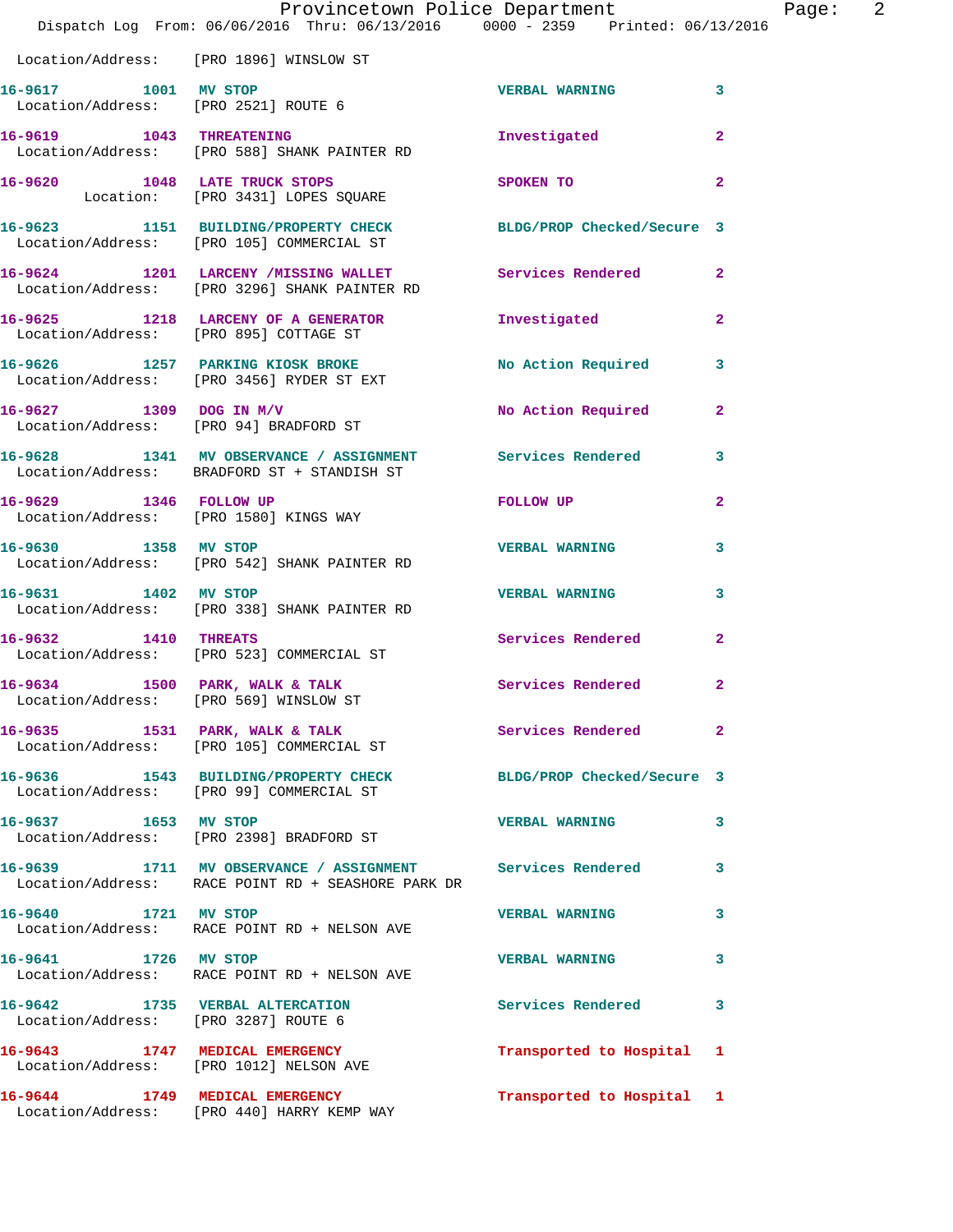Location/Address: [PRO 1896] WINSLOW ST

**16-9617** 1001 **MV STOP** VERBAL WARNING 3
Location/Address: [PRO 2521] ROUTE 6

**16-9619** 1043 **THREATENING** Investigated 2
Location/Address: [PRO 588] SHANK PAINTER RD

**16-9620** 1048 **LATE TRUCK STOPS** SPOKEN TO 2
Location: [PRO 3431] LOPES SQUARE

**16-9623** 1151 **BUILDING/PROPERTY CHECK** BLDG/PROP Checked/Secure 3
Location/Address: [PRO 105] COMMERCIAL ST

**16-9624** 1201 **LARCENY /MISSING WALLET** Services Rendered 2
Location/Address: [PRO 3296] SHANK PAINTER RD

**16-9625** 1218 **LARCENY OF A GENERATOR** Investigated 2
Location/Address: [PRO 895] COTTAGE ST

**16-9626** 1257 **PARKING KIOSK BROKE** No Action Required 3
Location/Address: [PRO 3456] RYDER ST EXT

**16-9627** 1309 **DOG IN M/V** No Action Required 2
Location/Address: [PRO 94] BRADFORD ST

**16-9628** 1341 **MV OBSERVANCE / ASSIGNMENT** Services Rendered 3
Location/Address: BRADFORD ST + STANDISH ST

**16-9629** 1346 **FOLLOW UP** FOLLOW UP 2
Location/Address: [PRO 1580] KINGS WAY

**16-9630** 1358 **MV STOP** VERBAL WARNING 3
Location/Address: [PRO 542] SHANK PAINTER RD

**16-9631** 1402 **MV STOP** VERBAL WARNING 3
Location/Address: [PRO 338] SHANK PAINTER RD

**16-9632** 1410 **THREATS** Services Rendered 2
Location/Address: [PRO 523] COMMERCIAL ST

**16-9634** 1500 **PARK, WALK & TALK** Services Rendered 2
Location/Address: [PRO 569] WINSLOW ST

**16-9635** 1531 **PARK, WALK & TALK** Services Rendered 2
Location/Address: [PRO 105] COMMERCIAL ST

**16-9636** 1543 **BUILDING/PROPERTY CHECK** BLDG/PROP Checked/Secure 3
Location/Address: [PRO 99] COMMERCIAL ST

**16-9637** 1653 **MV STOP** VERBAL WARNING 3
Location/Address: [PRO 2398] BRADFORD ST

**16-9639** 1711 **MV OBSERVANCE / ASSIGNMENT** Services Rendered 3
Location/Address: RACE POINT RD + SEASHORE PARK DR

**16-9640** 1721 **MV STOP** VERBAL WARNING 3
Location/Address: RACE POINT RD + NELSON AVE

**16-9641** 1726 **MV STOP** VERBAL WARNING 3
Location/Address: RACE POINT RD + NELSON AVE

**16-9642** 1735 **VERBAL ALTERCATION** Services Rendered 3
Location/Address: [PRO 3287] ROUTE 6

**16-9643** 1747 **MEDICAL EMERGENCY** Transported to Hospital 1
Location/Address: [PRO 1012] NELSON AVE

**16-9644** 1749 **MEDICAL EMERGENCY** Transported to Hospital 1
Location/Address: [PRO 440] HARRY KEMP WAY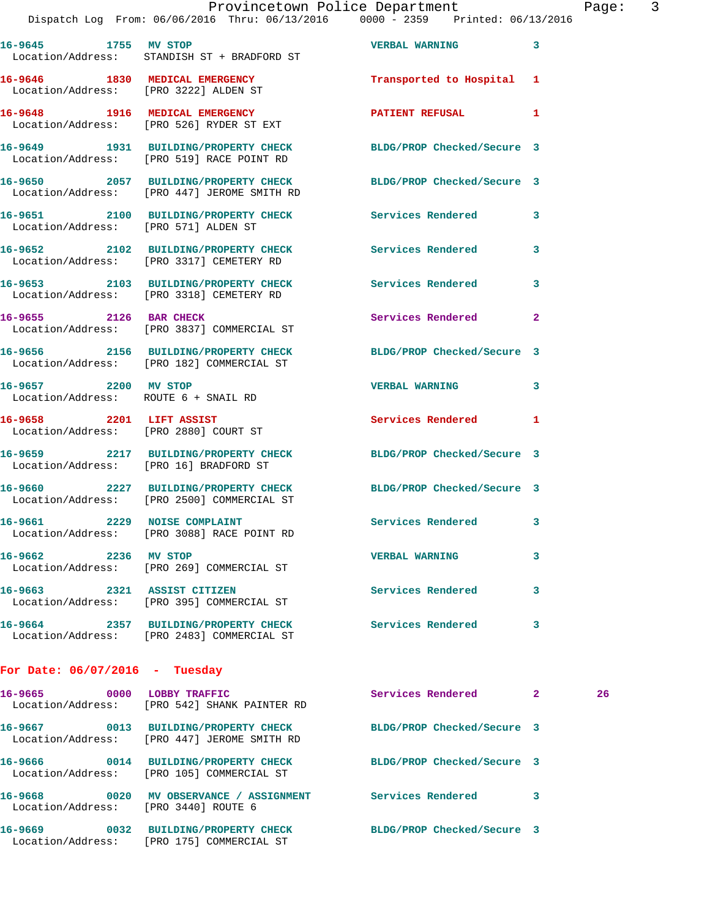16-9645 1755 MV STOP VERBAL WARNING 3
Location/Address: STANDISH ST + BRADFORD ST

16-9646 1830 MEDICAL EMERGENCY Transported to Hospital 1
Location/Address: [PRO 3222] ALDEN ST

16-9648 1916 MEDICAL EMERGENCY PATIENT REFUSAL 1
Location/Address: [PRO 526] RYDER ST EXT

16-9649 1931 BUILDING/PROPERTY CHECK BLDG/PROP Checked/Secure 3
Location/Address: [PRO 519] RACE POINT RD

16-9650 2057 BUILDING/PROPERTY CHECK BLDG/PROP Checked/Secure 3
Location/Address: [PRO 447] JEROME SMITH RD

16-9651 2100 BUILDING/PROPERTY CHECK Services Rendered 3
Location/Address: [PRO 571] ALDEN ST

16-9652 2102 BUILDING/PROPERTY CHECK Services Rendered 3
Location/Address: [PRO 3317] CEMETERY RD

16-9653 2103 BUILDING/PROPERTY CHECK Services Rendered 3
Location/Address: [PRO 3318] CEMETERY RD

16-9655 2126 BAR CHECK Services Rendered 2
Location/Address: [PRO 3837] COMMERCIAL ST

16-9656 2156 BUILDING/PROPERTY CHECK BLDG/PROP Checked/Secure 3
Location/Address: [PRO 182] COMMERCIAL ST

16-9657 2200 MV STOP VERBAL WARNING 3
Location/Address: ROUTE 6 + SNAIL RD

16-9658 2201 LIFT ASSIST Services Rendered 1
Location/Address: [PRO 2880] COURT ST

16-9659 2217 BUILDING/PROPERTY CHECK BLDG/PROP Checked/Secure 3
Location/Address: [PRO 16] BRADFORD ST

16-9660 2227 BUILDING/PROPERTY CHECK BLDG/PROP Checked/Secure 3
Location/Address: [PRO 2500] COMMERCIAL ST

16-9661 2229 NOISE COMPLAINT Services Rendered 3
Location/Address: [PRO 3088] RACE POINT RD

16-9662 2236 MV STOP VERBAL WARNING 3
Location/Address: [PRO 269] COMMERCIAL ST

16-9663 2321 ASSIST CITIZEN Services Rendered 3
Location/Address: [PRO 395] COMMERCIAL ST

16-9664 2357 BUILDING/PROPERTY CHECK Services Rendered 3
Location/Address: [PRO 2483] COMMERCIAL ST

**For Date: 06/07/2016 - Tuesday**

16-9665 0000 LOBBY TRAFFIC Services Rendered 2 26
Location/Address: [PRO 542] SHANK PAINTER RD

16-9667 0013 BUILDING/PROPERTY CHECK BLDG/PROP Checked/Secure 3
Location/Address: [PRO 447] JEROME SMITH RD

16-9666 0014 BUILDING/PROPERTY CHECK BLDG/PROP Checked/Secure 3
Location/Address: [PRO 105] COMMERCIAL ST

16-9668 0020 MV OBSERVANCE / ASSIGNMENT Services Rendered 3
Location/Address: [PRO 3440] ROUTE 6

16-9669 0032 BUILDING/PROPERTY CHECK BLDG/PROP Checked/Secure 3
Location/Address: [PRO 175] COMMERCIAL ST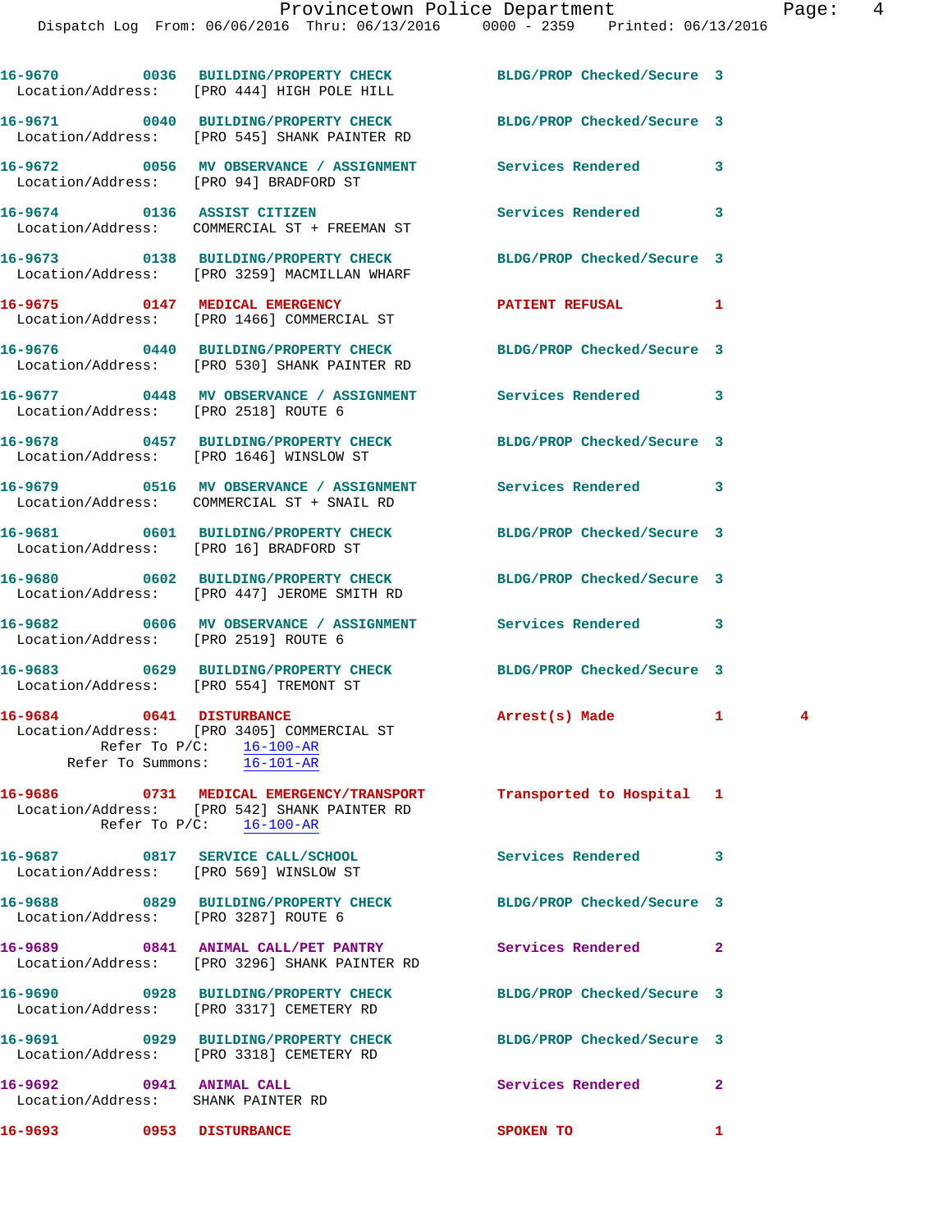16-9670 0036 BUILDING/PROPERTY CHECK BLDG/PROP Checked/Secure 3
Location/Address: [PRO 444] HIGH POLE HILL

16-9671 0040 BUILDING/PROPERTY CHECK BLDG/PROP Checked/Secure 3
Location/Address: [PRO 545] SHANK PAINTER RD

16-9672 0056 MV OBSERVANCE / ASSIGNMENT Services Rendered 3
Location/Address: [PRO 94] BRADFORD ST

16-9674 0136 ASSIST CITIZEN Services Rendered 3
Location/Address: COMMERCIAL ST + FREEMAN ST

16-9673 0138 BUILDING/PROPERTY CHECK BLDG/PROP Checked/Secure 3
Location/Address: [PRO 3259] MACMILLAN WHARF

16-9675 0147 MEDICAL EMERGENCY PATIENT REFUSAL 1
Location/Address: [PRO 1466] COMMERCIAL ST

16-9676 0440 BUILDING/PROPERTY CHECK BLDG/PROP Checked/Secure 3
Location/Address: [PRO 530] SHANK PAINTER RD

16-9677 0448 MV OBSERVANCE / ASSIGNMENT Services Rendered 3
Location/Address: [PRO 2518] ROUTE 6

16-9678 0457 BUILDING/PROPERTY CHECK BLDG/PROP Checked/Secure 3
Location/Address: [PRO 1646] WINSLOW ST

16-9679 0516 MV OBSERVANCE / ASSIGNMENT Services Rendered 3
Location/Address: COMMERCIAL ST + SNAIL RD

16-9681 0601 BUILDING/PROPERTY CHECK BLDG/PROP Checked/Secure 3
Location/Address: [PRO 16] BRADFORD ST

16-9680 0602 BUILDING/PROPERTY CHECK BLDG/PROP Checked/Secure 3
Location/Address: [PRO 447] JEROME SMITH RD

16-9682 0606 MV OBSERVANCE / ASSIGNMENT Services Rendered 3
Location/Address: [PRO 2519] ROUTE 6

16-9683 0629 BUILDING/PROPERTY CHECK BLDG/PROP Checked/Secure 3
Location/Address: [PRO 554] TREMONT ST

16-9684 0641 DISTURBANCE Arrest(s) Made 1 4
Location/Address: [PRO 3405] COMMERCIAL ST
Refer To P/C: 16-100-AR
Refer To Summons: 16-101-AR

16-9686 0731 MEDICAL EMERGENCY/TRANSPORT Transported to Hospital 1
Location/Address: [PRO 542] SHANK PAINTER RD
Refer To P/C: 16-100-AR

16-9687 0817 SERVICE CALL/SCHOOL Services Rendered 3
Location/Address: [PRO 569] WINSLOW ST

16-9688 0829 BUILDING/PROPERTY CHECK BLDG/PROP Checked/Secure 3
Location/Address: [PRO 3287] ROUTE 6

16-9689 0841 ANIMAL CALL/PET PANTRY Services Rendered 2
Location/Address: [PRO 3296] SHANK PAINTER RD

16-9690 0928 BUILDING/PROPERTY CHECK BLDG/PROP Checked/Secure 3
Location/Address: [PRO 3317] CEMETERY RD

16-9691 0929 BUILDING/PROPERTY CHECK BLDG/PROP Checked/Secure 3
Location/Address: [PRO 3318] CEMETERY RD

16-9692 0941 ANIMAL CALL Services Rendered 2
Location/Address: SHANK PAINTER RD

16-9693 0953 DISTURBANCE SPOKEN TO 1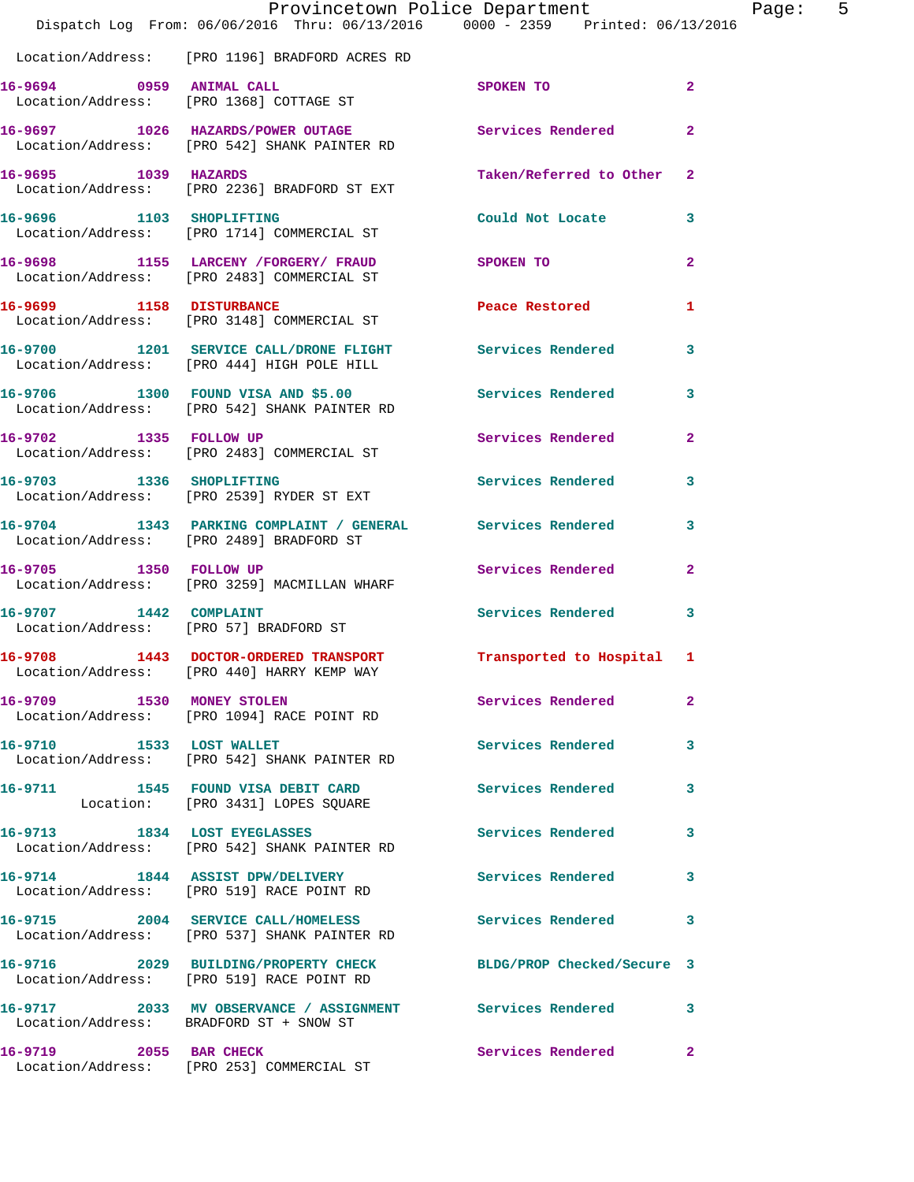Location/Address: [PRO 1196] BRADFORD ACRES RD

| Call # | Time | Call Reason | Action | Priority |
|---|---|---|---|---|
| 16-9694 | 0959 | ANIMAL CALL | SPOKEN TO | 2 |
| | | Location/Address: [PRO 1368] COTTAGE ST | | |
| 16-9697 | 1026 | HAZARDS/POWER OUTAGE | Services Rendered | 2 |
| | | Location/Address: [PRO 542] SHANK PAINTER RD | | |
| 16-9695 | 1039 | HAZARDS | Taken/Referred to Other | 2 |
| | | Location/Address: [PRO 2236] BRADFORD ST EXT | | |
| 16-9696 | 1103 | SHOPLIFTING | Could Not Locate | 3 |
| | | Location/Address: [PRO 1714] COMMERCIAL ST | | |
| 16-9698 | 1155 | LARCENY /FORGERY/ FRAUD | SPOKEN TO | 2 |
| | | Location/Address: [PRO 2483] COMMERCIAL ST | | |
| 16-9699 | 1158 | DISTURBANCE | Peace Restored | 1 |
| | | Location/Address: [PRO 3148] COMMERCIAL ST | | |
| 16-9700 | 1201 | SERVICE CALL/DRONE FLIGHT | Services Rendered | 3 |
| | | Location/Address: [PRO 444] HIGH POLE HILL | | |
| 16-9706 | 1300 | FOUND VISA AND $5.00 | Services Rendered | 3 |
| | | Location/Address: [PRO 542] SHANK PAINTER RD | | |
| 16-9702 | 1335 | FOLLOW UP | Services Rendered | 2 |
| | | Location/Address: [PRO 2483] COMMERCIAL ST | | |
| 16-9703 | 1336 | SHOPLIFTING | Services Rendered | 3 |
| | | Location/Address: [PRO 2539] RYDER ST EXT | | |
| 16-9704 | 1343 | PARKING COMPLAINT / GENERAL | Services Rendered | 3 |
| | | Location/Address: [PRO 2489] BRADFORD ST | | |
| 16-9705 | 1350 | FOLLOW UP | Services Rendered | 2 |
| | | Location/Address: [PRO 3259] MACMILLAN WHARF | | |
| 16-9707 | 1442 | COMPLAINT | Services Rendered | 3 |
| | | Location/Address: [PRO 57] BRADFORD ST | | |
| 16-9708 | 1443 | DOCTOR-ORDERED TRANSPORT | Transported to Hospital | 1 |
| | | Location/Address: [PRO 440] HARRY KEMP WAY | | |
| 16-9709 | 1530 | MONEY STOLEN | Services Rendered | 2 |
| | | Location/Address: [PRO 1094] RACE POINT RD | | |
| 16-9710 | 1533 | LOST WALLET | Services Rendered | 3 |
| | | Location/Address: [PRO 542] SHANK PAINTER RD | | |
| 16-9711 | 1545 | FOUND VISA DEBIT CARD | Services Rendered | 3 |
| | | Location: [PRO 3431] LOPES SQUARE | | |
| 16-9713 | 1834 | LOST EYEGLASSES | Services Rendered | 3 |
| | | Location/Address: [PRO 542] SHANK PAINTER RD | | |
| 16-9714 | 1844 | ASSIST DPW/DELIVERY | Services Rendered | 3 |
| | | Location/Address: [PRO 519] RACE POINT RD | | |
| 16-9715 | 2004 | SERVICE CALL/HOMELESS | Services Rendered | 3 |
| | | Location/Address: [PRO 537] SHANK PAINTER RD | | |
| 16-9716 | 2029 | BUILDING/PROPERTY CHECK | BLDG/PROP Checked/Secure | 3 |
| | | Location/Address: [PRO 519] RACE POINT RD | | |
| 16-9717 | 2033 | MV OBSERVANCE / ASSIGNMENT | Services Rendered | 3 |
| | | Location/Address: BRADFORD ST + SNOW ST | | |
| 16-9719 | 2055 | BAR CHECK | Services Rendered | 2 |
| | | Location/Address: [PRO 253] COMMERCIAL ST | | |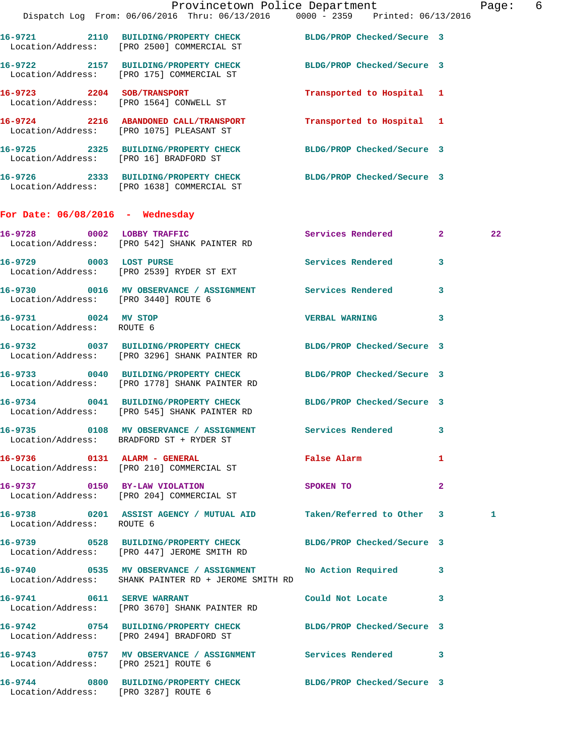16-9721 2110 BUILDING/PROPERTY CHECK BLDG/PROP Checked/Secure 3
Location/Address: [PRO 2500] COMMERCIAL ST

16-9722 2157 BUILDING/PROPERTY CHECK BLDG/PROP Checked/Secure 3
Location/Address: [PRO 175] COMMERCIAL ST

16-9723 2204 SOB/TRANSPORT Transported to Hospital 1
Location/Address: [PRO 1564] CONWELL ST

16-9724 2216 ABANDONED CALL/TRANSPORT Transported to Hospital 1
Location/Address: [PRO 1075] PLEASANT ST

16-9725 2325 BUILDING/PROPERTY CHECK BLDG/PROP Checked/Secure 3
Location/Address: [PRO 16] BRADFORD ST

16-9726 2333 BUILDING/PROPERTY CHECK BLDG/PROP Checked/Secure 3
Location/Address: [PRO 1638] COMMERCIAL ST

## For Date: 06/08/2016 - Wednesday

16-9728 0002 LOBBY TRAFFIC Services Rendered 2 22
Location/Address: [PRO 542] SHANK PAINTER RD

16-9729 0003 LOST PURSE Services Rendered 3
Location/Address: [PRO 2539] RYDER ST EXT

16-9730 0016 MV OBSERVANCE / ASSIGNMENT Services Rendered 3
Location/Address: [PRO 3440] ROUTE 6

16-9731 0024 MV STOP VERBAL WARNING 3
Location/Address: ROUTE 6

16-9732 0037 BUILDING/PROPERTY CHECK BLDG/PROP Checked/Secure 3
Location/Address: [PRO 3296] SHANK PAINTER RD

16-9733 0040 BUILDING/PROPERTY CHECK BLDG/PROP Checked/Secure 3
Location/Address: [PRO 1778] SHANK PAINTER RD

16-9734 0041 BUILDING/PROPERTY CHECK BLDG/PROP Checked/Secure 3
Location/Address: [PRO 545] SHANK PAINTER RD

16-9735 0108 MV OBSERVANCE / ASSIGNMENT Services Rendered 3
Location/Address: BRADFORD ST + RYDER ST

16-9736 0131 ALARM - GENERAL False Alarm 1
Location/Address: [PRO 210] COMMERCIAL ST

16-9737 0150 BY-LAW VIOLATION SPOKEN TO 2
Location/Address: [PRO 204] COMMERCIAL ST

16-9738 0201 ASSIST AGENCY / MUTUAL AID Taken/Referred to Other 3 1
Location/Address: ROUTE 6

16-9739 0528 BUILDING/PROPERTY CHECK BLDG/PROP Checked/Secure 3
Location/Address: [PRO 447] JEROME SMITH RD

16-9740 0535 MV OBSERVANCE / ASSIGNMENT No Action Required 3
Location/Address: SHANK PAINTER RD + JEROME SMITH RD

16-9741 0611 SERVE WARRANT Could Not Locate 3
Location/Address: [PRO 3670] SHANK PAINTER RD

16-9742 0754 BUILDING/PROPERTY CHECK BLDG/PROP Checked/Secure 3
Location/Address: [PRO 2494] BRADFORD ST

16-9743 0757 MV OBSERVANCE / ASSIGNMENT Services Rendered 3
Location/Address: [PRO 2521] ROUTE 6

16-9744 0800 BUILDING/PROPERTY CHECK BLDG/PROP Checked/Secure 3
Location/Address: [PRO 3287] ROUTE 6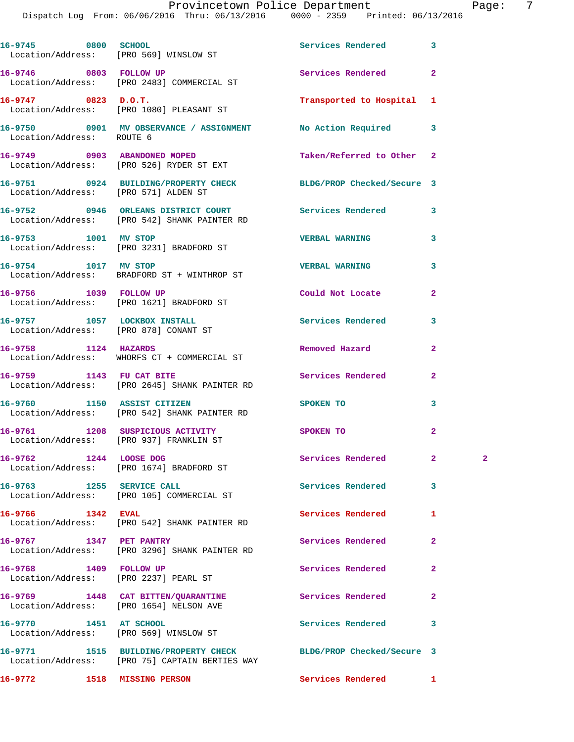16-9745 0800 SCHOOL Services Rendered 3
Location/Address: [PRO 569] WINSLOW ST

16-9746 0803 FOLLOW UP Services Rendered 2
Location/Address: [PRO 2483] COMMERCIAL ST

16-9747 0823 D.O.T. Transported to Hospital 1
Location/Address: [PRO 1080] PLEASANT ST

16-9750 0901 MV OBSERVANCE / ASSIGNMENT No Action Required 3
Location/Address: ROUTE 6

16-9749 0903 ABANDONED MOPED Taken/Referred to Other 2
Location/Address: [PRO 526] RYDER ST EXT

16-9751 0924 BUILDING/PROPERTY CHECK BLDG/PROP Checked/Secure 3
Location/Address: [PRO 571] ALDEN ST

16-9752 0946 ORLEANS DISTRICT COURT Services Rendered 3
Location/Address: [PRO 542] SHANK PAINTER RD

16-9753 1001 MV STOP VERBAL WARNING 3
Location/Address: [PRO 3231] BRADFORD ST

16-9754 1017 MV STOP VERBAL WARNING 3
Location/Address: BRADFORD ST + WINTHROP ST

16-9756 1039 FOLLOW UP Could Not Locate 2
Location/Address: [PRO 1621] BRADFORD ST

16-9757 1057 LOCKBOX INSTALL Services Rendered 3
Location/Address: [PRO 878] CONANT ST

16-9758 1124 HAZARDS Removed Hazard 2
Location/Address: WHORFS CT + COMMERCIAL ST

16-9759 1143 FU CAT BITE Services Rendered 2
Location/Address: [PRO 2645] SHANK PAINTER RD

16-9760 1150 ASSIST CITIZEN SPOKEN TO 3
Location/Address: [PRO 542] SHANK PAINTER RD

16-9761 1208 SUSPICIOUS ACTIVITY SPOKEN TO 2
Location/Address: [PRO 937] FRANKLIN ST

16-9762 1244 LOOSE DOG Services Rendered 2 2
Location/Address: [PRO 1674] BRADFORD ST

16-9763 1255 SERVICE CALL Services Rendered 3
Location/Address: [PRO 105] COMMERCIAL ST

16-9766 1342 EVAL Services Rendered 1
Location/Address: [PRO 542] SHANK PAINTER RD

16-9767 1347 PET PANTRY Services Rendered 2
Location/Address: [PRO 3296] SHANK PAINTER RD

16-9768 1409 FOLLOW UP Services Rendered 2
Location/Address: [PRO 2237] PEARL ST

16-9769 1448 CAT BITTEN/QUARANTINE Services Rendered 2
Location/Address: [PRO 1654] NELSON AVE

16-9770 1451 AT SCHOOL Services Rendered 3
Location/Address: [PRO 569] WINSLOW ST

16-9771 1515 BUILDING/PROPERTY CHECK BLDG/PROP Checked/Secure 3
Location/Address: [PRO 75] CAPTAIN BERTIES WAY

16-9772 1518 MISSING PERSON Services Rendered 1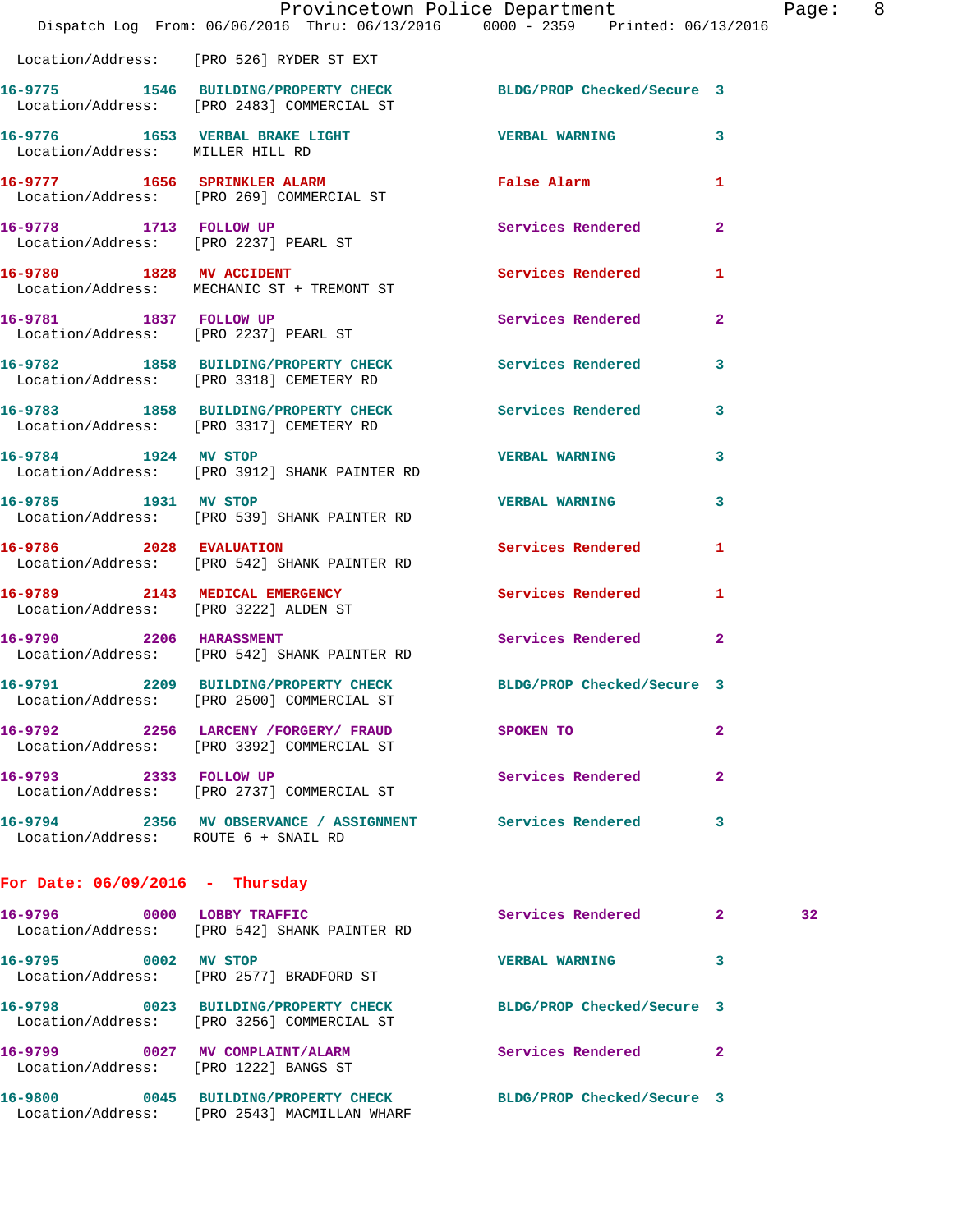Location/Address: [PRO 526] RYDER ST EXT

**16-9775 1546 BUILDING/PROPERTY CHECK** BLDG/PROP Checked/Secure 3
Location/Address: [PRO 2483] COMMERCIAL ST

**16-9776 1653 VERBAL BRAKE LIGHT** VERBAL WARNING 3
Location/Address: MILLER HILL RD

**16-9777 1656 SPRINKLER ALARM** False Alarm 1
Location/Address: [PRO 269] COMMERCIAL ST

**16-9778 1713 FOLLOW UP** Services Rendered 2
Location/Address: [PRO 2237] PEARL ST

**16-9780 1828 MV ACCIDENT** Services Rendered 1
Location/Address: MECHANIC ST + TREMONT ST

**16-9781 1837 FOLLOW UP** Services Rendered 2
Location/Address: [PRO 2237] PEARL ST

**16-9782 1858 BUILDING/PROPERTY CHECK** Services Rendered 3
Location/Address: [PRO 3318] CEMETERY RD

**16-9783 1858 BUILDING/PROPERTY CHECK** Services Rendered 3
Location/Address: [PRO 3317] CEMETERY RD

**16-9784 1924 MV STOP** VERBAL WARNING 3
Location/Address: [PRO 3912] SHANK PAINTER RD

**16-9785 1931 MV STOP** VERBAL WARNING 3
Location/Address: [PRO 539] SHANK PAINTER RD

**16-9786 2028 EVALUATION** Services Rendered 1
Location/Address: [PRO 542] SHANK PAINTER RD

**16-9789 2143 MEDICAL EMERGENCY** Services Rendered 1
Location/Address: [PRO 3222] ALDEN ST

**16-9790 2206 HARASSMENT** Services Rendered 2
Location/Address: [PRO 542] SHANK PAINTER RD

**16-9791 2209 BUILDING/PROPERTY CHECK** BLDG/PROP Checked/Secure 3
Location/Address: [PRO 2500] COMMERCIAL ST

**16-9792 2256 LARCENY /FORGERY/ FRAUD** SPOKEN TO 2
Location/Address: [PRO 3392] COMMERCIAL ST

**16-9793 2333 FOLLOW UP** Services Rendered 2
Location/Address: [PRO 2737] COMMERCIAL ST

**16-9794 2356 MV OBSERVANCE / ASSIGNMENT** Services Rendered 3
Location/Address: ROUTE 6 + SNAIL RD

## For Date: 06/09/2016 - Thursday

**16-9796 0000 LOBBY TRAFFIC** Services Rendered 2 32
Location/Address: [PRO 542] SHANK PAINTER RD

**16-9795 0002 MV STOP** VERBAL WARNING 3
Location/Address: [PRO 2577] BRADFORD ST

**16-9798 0023 BUILDING/PROPERTY CHECK** BLDG/PROP Checked/Secure 3
Location/Address: [PRO 3256] COMMERCIAL ST

**16-9799 0027 MV COMPLAINT/ALARM** Services Rendered 2
Location/Address: [PRO 1222] BANGS ST

**16-9800 0045 BUILDING/PROPERTY CHECK** BLDG/PROP Checked/Secure 3
Location/Address: [PRO 2543] MACMILLAN WHARF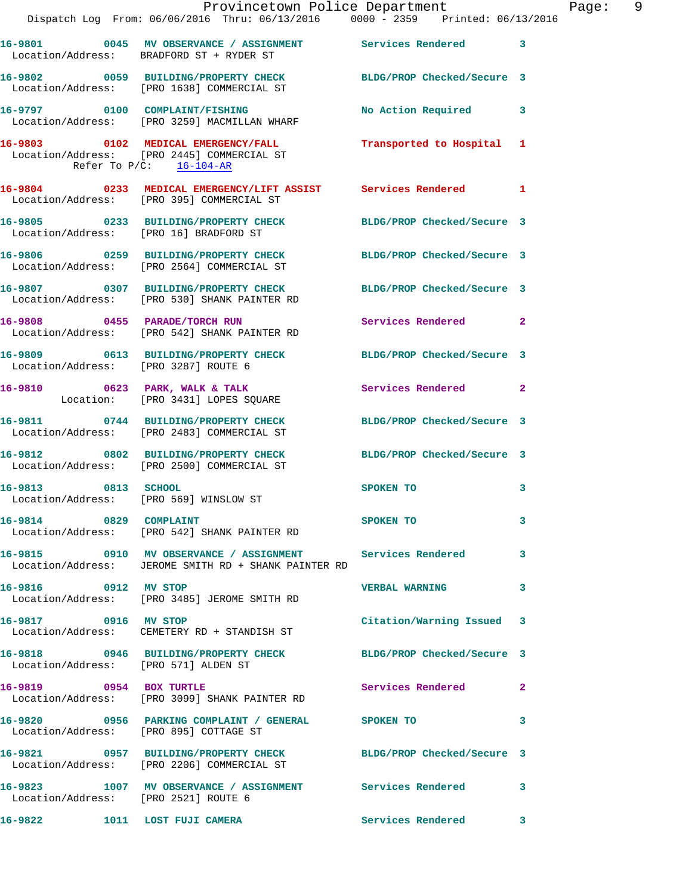16-9801 0045 MV OBSERVATION / ASSIGNMENT Services Rendered 3
Location/Address: BRADFORD ST + RYDER ST

16-9802 0059 BUILDING/PROPERTY CHECK BLDG/PROP Checked/Secure 3
Location/Address: [PRO 1638] COMMERCIAL ST

16-9797 0100 COMPLAINT/FISHING No Action Required 3
Location/Address: [PRO 3259] MACMILLAN WHARF

16-9803 0102 MEDICAL EMERGENCY/FALL Transported to Hospital 1
Location/Address: [PRO 2445] COMMERCIAL ST
Refer To P/C: 16-104-AR

16-9804 0233 MEDICAL EMERGENCY/LIFT ASSIST Services Rendered 1
Location/Address: [PRO 395] COMMERCIAL ST

16-9805 0233 BUILDING/PROPERTY CHECK BLDG/PROP Checked/Secure 3
Location/Address: [PRO 16] BRADFORD ST

16-9806 0259 BUILDING/PROPERTY CHECK BLDG/PROP Checked/Secure 3
Location/Address: [PRO 2564] COMMERCIAL ST

16-9807 0307 BUILDING/PROPERTY CHECK BLDG/PROP Checked/Secure 3
Location/Address: [PRO 530] SHANK PAINTER RD

16-9808 0455 PARADE/TORCH RUN Services Rendered 2
Location/Address: [PRO 542] SHANK PAINTER RD

16-9809 0613 BUILDING/PROPERTY CHECK BLDG/PROP Checked/Secure 3
Location/Address: [PRO 3287] ROUTE 6

16-9810 0623 PARK, WALK & TALK Services Rendered 2
Location: [PRO 3431] LOPES SQUARE

16-9811 0744 BUILDING/PROPERTY CHECK BLDG/PROP Checked/Secure 3
Location/Address: [PRO 2483] COMMERCIAL ST

16-9812 0802 BUILDING/PROPERTY CHECK BLDG/PROP Checked/Secure 3
Location/Address: [PRO 2500] COMMERCIAL ST

16-9813 0813 SCHOOL SPOKEN TO 3
Location/Address: [PRO 569] WINSLOW ST

16-9814 0829 COMPLAINT SPOKEN TO 3
Location/Address: [PRO 542] SHANK PAINTER RD

16-9815 0910 MV OBSERVATION / ASSIGNMENT Services Rendered 3
Location/Address: JEROME SMITH RD + SHANK PAINTER RD

16-9816 0912 MV STOP VERBAL WARNING 3
Location/Address: [PRO 3485] JEROME SMITH RD

16-9817 0916 MV STOP Citation/Warning Issued 3
Location/Address: CEMETERY RD + STANDISH ST

16-9818 0946 BUILDING/PROPERTY CHECK BLDG/PROP Checked/Secure 3
Location/Address: [PRO 571] ALDEN ST

16-9819 0954 BOX TURTLE Services Rendered 2
Location/Address: [PRO 3099] SHANK PAINTER RD

16-9820 0956 PARKING COMPLAINT / GENERAL SPOKEN TO 3
Location/Address: [PRO 895] COTTAGE ST

16-9821 0957 BUILDING/PROPERTY CHECK BLDG/PROP Checked/Secure 3
Location/Address: [PRO 2206] COMMERCIAL ST

16-9823 1007 MV OBSERVATION / ASSIGNMENT Services Rendered 3
Location/Address: [PRO 2521] ROUTE 6

16-9822 1011 LOST FUJI CAMERA Services Rendered 3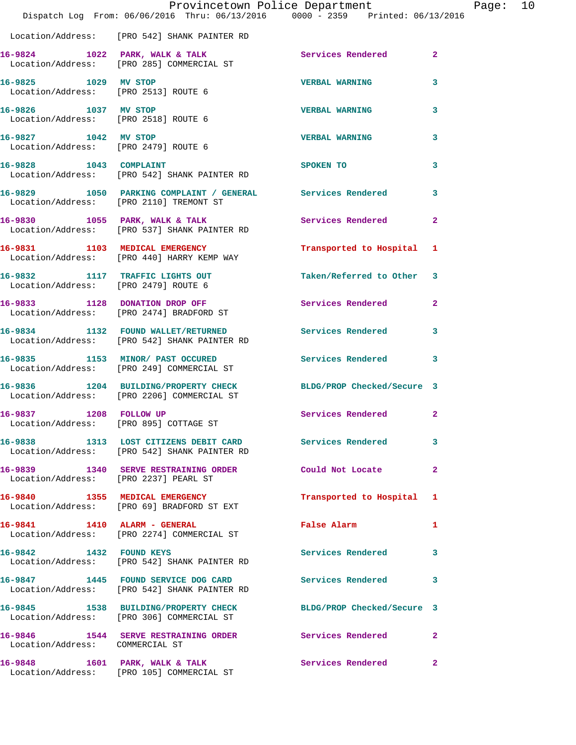Location/Address: [PRO 542] SHANK PAINTER RD

16-9824 1022 PARK, WALK & TALK Services Rendered 2
Location/Address: [PRO 285] COMMERCIAL ST

16-9825 1029 MV STOP VERBAL WARNING 3
Location/Address: [PRO 2513] ROUTE 6

16-9826 1037 MV STOP VERBAL WARNING 3
Location/Address: [PRO 2518] ROUTE 6

16-9827 1042 MV STOP VERBAL WARNING 3
Location/Address: [PRO 2479] ROUTE 6

16-9828 1043 COMPLAINT SPOKEN TO 3
Location/Address: [PRO 542] SHANK PAINTER RD

16-9829 1050 PARKING COMPLAINT / GENERAL Services Rendered 3
Location/Address: [PRO 2110] TREMONT ST

16-9830 1055 PARK, WALK & TALK Services Rendered 2
Location/Address: [PRO 537] SHANK PAINTER RD

16-9831 1103 MEDICAL EMERGENCY Transported to Hospital 1
Location/Address: [PRO 440] HARRY KEMP WAY

16-9832 1117 TRAFFIC LIGHTS OUT Taken/Referred to Other 3
Location/Address: [PRO 2479] ROUTE 6

16-9833 1128 DONATION DROP OFF Services Rendered 2
Location/Address: [PRO 2474] BRADFORD ST

16-9834 1132 FOUND WALLET/RETURNED Services Rendered 3
Location/Address: [PRO 542] SHANK PAINTER RD

16-9835 1153 MINOR/ PAST OCCURED Services Rendered 3
Location/Address: [PRO 249] COMMERCIAL ST

16-9836 1204 BUILDING/PROPERTY CHECK BLDG/PROP Checked/Secure 3
Location/Address: [PRO 2206] COMMERCIAL ST

16-9837 1208 FOLLOW UP Services Rendered 2
Location/Address: [PRO 895] COTTAGE ST

16-9838 1313 LOST CITIZENS DEBIT CARD Services Rendered 3
Location/Address: [PRO 542] SHANK PAINTER RD

16-9839 1340 SERVE RESTRAINING ORDER Could Not Locate 2
Location/Address: [PRO 2237] PEARL ST

16-9840 1355 MEDICAL EMERGENCY Transported to Hospital 1
Location/Address: [PRO 69] BRADFORD ST EXT

16-9841 1410 ALARM - GENERAL False Alarm 1
Location/Address: [PRO 2274] COMMERCIAL ST

16-9842 1432 FOUND KEYS Services Rendered 3
Location/Address: [PRO 542] SHANK PAINTER RD

16-9847 1445 FOUND SERVICE DOG CARD Services Rendered 3
Location/Address: [PRO 542] SHANK PAINTER RD

16-9845 1538 BUILDING/PROPERTY CHECK BLDG/PROP Checked/Secure 3
Location/Address: [PRO 306] COMMERCIAL ST

16-9846 1544 SERVE RESTRAINING ORDER Services Rendered 2
Location/Address: COMMERCIAL ST

16-9848 1601 PARK, WALK & TALK Services Rendered 2
Location/Address: [PRO 105] COMMERCIAL ST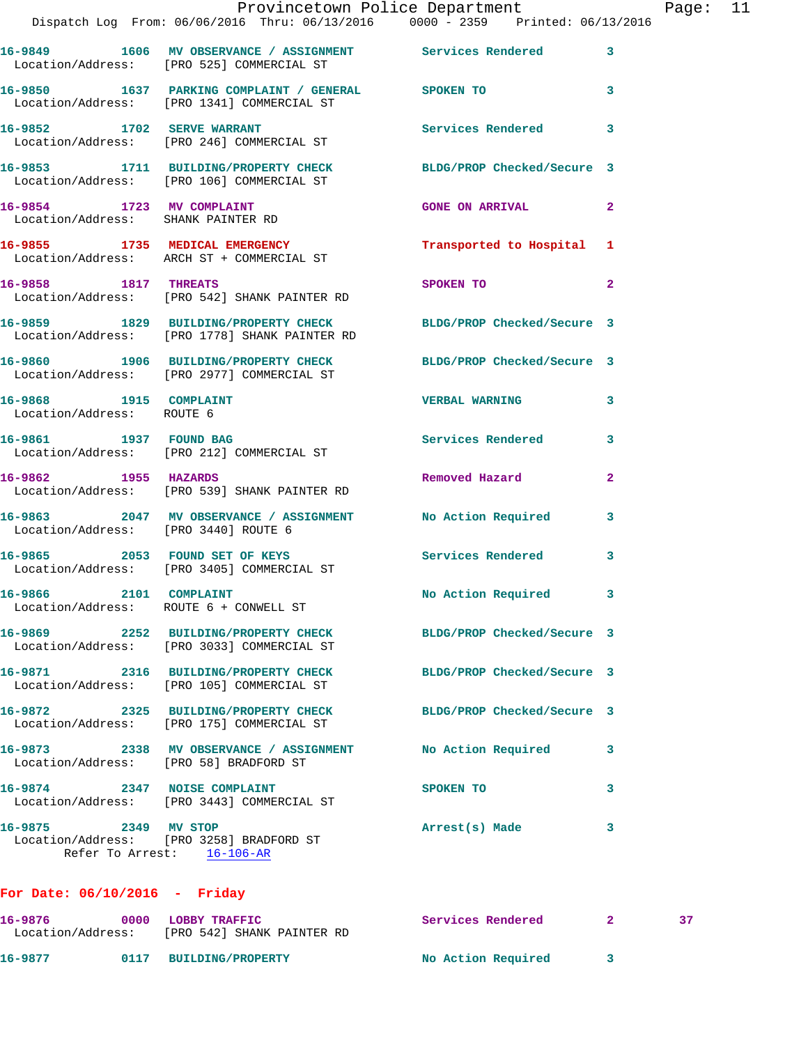16-9849 1606 MV OBSERVANCE / ASSIGNMENT Services Rendered 3
Location/Address: [PRO 525] COMMERCIAL ST

16-9850 1637 PARKING COMPLAINT / GENERAL SPOKEN TO 3
Location/Address: [PRO 1341] COMMERCIAL ST

16-9852 1702 SERVE WARRANT Services Rendered 3
Location/Address: [PRO 246] COMMERCIAL ST

16-9853 1711 BUILDING/PROPERTY CHECK BLDG/PROP Checked/Secure 3
Location/Address: [PRO 106] COMMERCIAL ST

16-9854 1723 MV COMPLAINT GONE ON ARRIVAL 2
Location/Address: SHANK PAINTER RD

16-9855 1735 MEDICAL EMERGENCY Transported to Hospital 1
Location/Address: ARCH ST + COMMERCIAL ST

16-9858 1817 THREATS SPOKEN TO 2
Location/Address: [PRO 542] SHANK PAINTER RD

16-9859 1829 BUILDING/PROPERTY CHECK BLDG/PROP Checked/Secure 3
Location/Address: [PRO 1778] SHANK PAINTER RD

16-9860 1906 BUILDING/PROPERTY CHECK BLDG/PROP Checked/Secure 3
Location/Address: [PRO 2977] COMMERCIAL ST

16-9868 1915 COMPLAINT VERBAL WARNING 3
Location/Address: ROUTE 6

16-9861 1937 FOUND BAG Services Rendered 3
Location/Address: [PRO 212] COMMERCIAL ST

16-9862 1955 HAZARDS Removed Hazard 2
Location/Address: [PRO 539] SHANK PAINTER RD

16-9863 2047 MV OBSERVANCE / ASSIGNMENT No Action Required 3
Location/Address: [PRO 3440] ROUTE 6

16-9865 2053 FOUND SET OF KEYS Services Rendered 3
Location/Address: [PRO 3405] COMMERCIAL ST

16-9866 2101 COMPLAINT No Action Required 3
Location/Address: ROUTE 6 + CONWELL ST

16-9869 2252 BUILDING/PROPERTY CHECK BLDG/PROP Checked/Secure 3
Location/Address: [PRO 3033] COMMERCIAL ST

16-9871 2316 BUILDING/PROPERTY CHECK BLDG/PROP Checked/Secure 3
Location/Address: [PRO 105] COMMERCIAL ST

16-9872 2325 BUILDING/PROPERTY CHECK BLDG/PROP Checked/Secure 3
Location/Address: [PRO 175] COMMERCIAL ST

16-9873 2338 MV OBSERVANCE / ASSIGNMENT No Action Required 3
Location/Address: [PRO 58] BRADFORD ST

16-9874 2347 NOISE COMPLAINT SPOKEN TO 3
Location/Address: [PRO 3443] COMMERCIAL ST

16-9875 2349 MV STOP Arrest(s) Made 3
Location/Address: [PRO 3258] BRADFORD ST
Refer To Arrest: 16-106-AR

## For Date: 06/10/2016 - Friday

16-9876 0000 LOBBY TRAFFIC Services Rendered 2 37
Location/Address: [PRO 542] SHANK PAINTER RD

16-9877 0117 BUILDING/PROPERTY No Action Required 3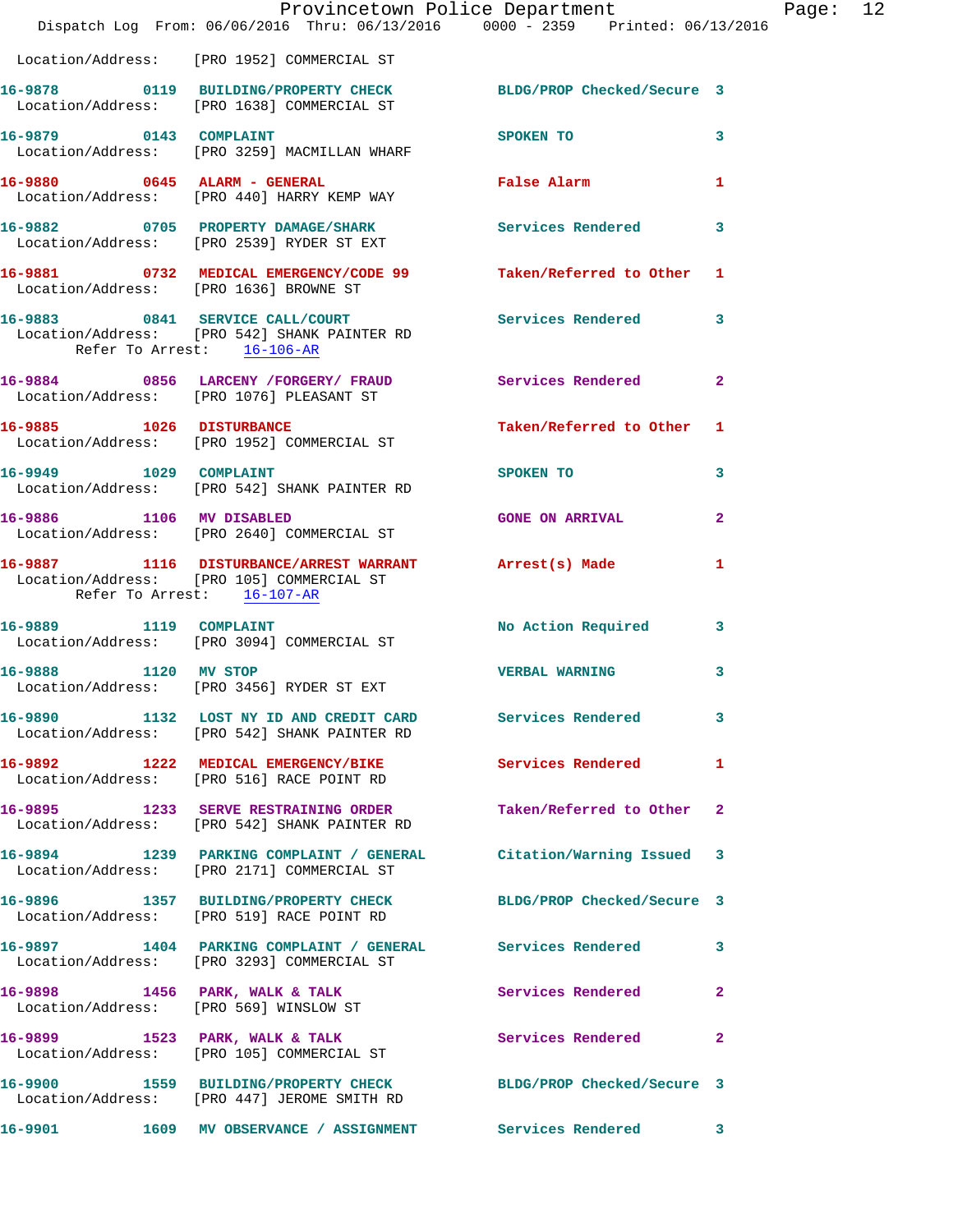Location/Address: [PRO 1952] COMMERCIAL ST

16-9878 0119 BUILDING/PROPERTY CHECK BLDG/PROP Checked/Secure 3
Location/Address: [PRO 1638] COMMERCIAL ST

16-9879 0143 COMPLAINT SPOKEN TO 3
Location/Address: [PRO 3259] MACMILLAN WHARF

16-9880 0645 ALARM - GENERAL False Alarm 1
Location/Address: [PRO 440] HARRY KEMP WAY

16-9882 0705 PROPERTY DAMAGE/SHARK Services Rendered 3
Location/Address: [PRO 2539] RYDER ST EXT

16-9881 0732 MEDICAL EMERGENCY/CODE 99 Taken/Referred to Other 1
Location/Address: [PRO 1636] BROWNE ST

16-9883 0841 SERVICE CALL/COURT Services Rendered 3
Location/Address: [PRO 542] SHANK PAINTER RD
Refer To Arrest: 16-106-AR

16-9884 0856 LARCENY /FORGERY/ FRAUD Services Rendered 2
Location/Address: [PRO 1076] PLEASANT ST

16-9885 1026 DISTURBANCE Taken/Referred to Other 1
Location/Address: [PRO 1952] COMMERCIAL ST

16-9949 1029 COMPLAINT SPOKEN TO 3
Location/Address: [PRO 542] SHANK PAINTER RD

16-9886 1106 MV DISABLED GONE ON ARRIVAL 2
Location/Address: [PRO 2640] COMMERCIAL ST

16-9887 1116 DISTURBANCE/ARREST WARRANT Arrest(s) Made 1
Location/Address: [PRO 105] COMMERCIAL ST
Refer To Arrest: 16-107-AR

16-9889 1119 COMPLAINT No Action Required 3
Location/Address: [PRO 3094] COMMERCIAL ST

16-9888 1120 MV STOP VERBAL WARNING 3
Location/Address: [PRO 3456] RYDER ST EXT

16-9890 1132 LOST NY ID AND CREDIT CARD Services Rendered 3
Location/Address: [PRO 542] SHANK PAINTER RD

16-9892 1222 MEDICAL EMERGENCY/BIKE Services Rendered 1
Location/Address: [PRO 516] RACE POINT RD

16-9895 1233 SERVE RESTRAINING ORDER Taken/Referred to Other 2
Location/Address: [PRO 542] SHANK PAINTER RD

16-9894 1239 PARKING COMPLAINT / GENERAL Citation/Warning Issued 3
Location/Address: [PRO 2171] COMMERCIAL ST

16-9896 1357 BUILDING/PROPERTY CHECK BLDG/PROP Checked/Secure 3
Location/Address: [PRO 519] RACE POINT RD

16-9897 1404 PARKING COMPLAINT / GENERAL Services Rendered 3
Location/Address: [PRO 3293] COMMERCIAL ST

16-9898 1456 PARK, WALK & TALK Services Rendered 2
Location/Address: [PRO 569] WINSLOW ST

16-9899 1523 PARK, WALK & TALK Services Rendered 2
Location/Address: [PRO 105] COMMERCIAL ST

16-9900 1559 BUILDING/PROPERTY CHECK BLDG/PROP Checked/Secure 3
Location/Address: [PRO 447] JEROME SMITH RD

16-9901 1609 MV OBSERVANCE / ASSIGNMENT Services Rendered 3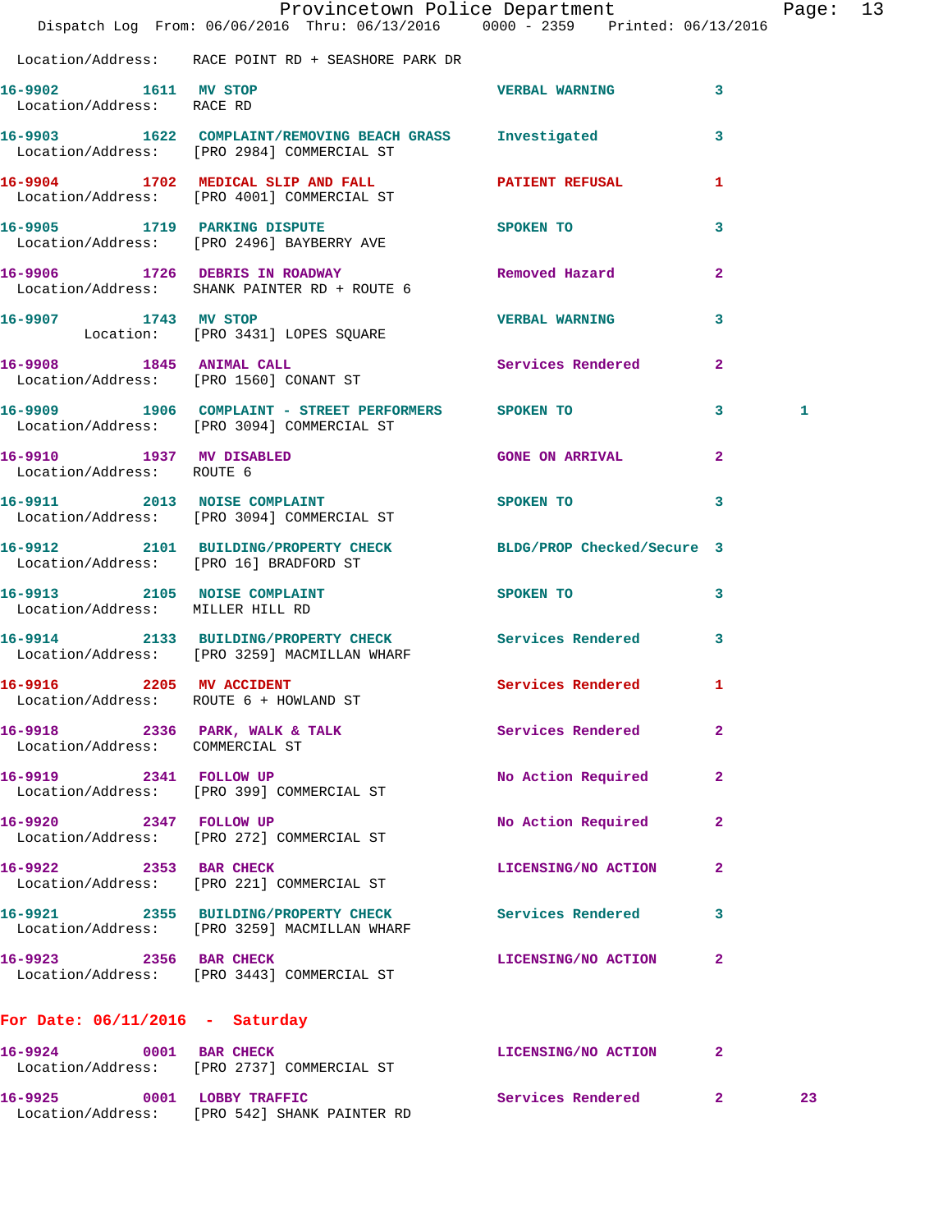Location/Address: RACE POINT RD + SEASHORE PARK DR

**16-9902 1611 MV STOP** VERBAL WARNING 3
Location/Address: RACE RD

**16-9903 1622 COMPLAINT/REMOVING BEACH GRASS** Investigated 3
Location/Address: [PRO 2984] COMMERCIAL ST

**16-9904 1702 MEDICAL SLIP AND FALL** PATIENT REFUSAL 1
Location/Address: [PRO 4001] COMMERCIAL ST

**16-9905 1719 PARKING DISPUTE** SPOKEN TO 3
Location/Address: [PRO 2496] BAYBERRY AVE

**16-9906 1726 DEBRIS IN ROADWAY** Removed Hazard 2
Location/Address: SHANK PAINTER RD + ROUTE 6

**16-9907 1743 MV STOP** VERBAL WARNING 3
Location: [PRO 3431] LOPES SQUARE

**16-9908 1845 ANIMAL CALL** Services Rendered 2
Location/Address: [PRO 1560] CONANT ST

**16-9909 1906 COMPLAINT - STREET PERFORMERS** SPOKEN TO 3 1
Location/Address: [PRO 3094] COMMERCIAL ST

**16-9910 1937 MV DISABLED** GONE ON ARRIVAL 2
Location/Address: ROUTE 6

**16-9911 2013 NOISE COMPLAINT** SPOKEN TO 3
Location/Address: [PRO 3094] COMMERCIAL ST

**16-9912 2101 BUILDING/PROPERTY CHECK** BLDG/PROP Checked/Secure 3
Location/Address: [PRO 16] BRADFORD ST

**16-9913 2105 NOISE COMPLAINT** SPOKEN TO 3
Location/Address: MILLER HILL RD

**16-9914 2133 BUILDING/PROPERTY CHECK** Services Rendered 3
Location/Address: [PRO 3259] MACMILLAN WHARF

**16-9916 2205 MV ACCIDENT** Services Rendered 1
Location/Address: ROUTE 6 + HOWLAND ST

**16-9918 2336 PARK, WALK & TALK** Services Rendered 2
Location/Address: COMMERCIAL ST

**16-9919 2341 FOLLOW UP** No Action Required 2
Location/Address: [PRO 399] COMMERCIAL ST

**16-9920 2347 FOLLOW UP** No Action Required 2
Location/Address: [PRO 272] COMMERCIAL ST

**16-9922 2353 BAR CHECK** LICENSING/NO ACTION 2
Location/Address: [PRO 221] COMMERCIAL ST

**16-9921 2355 BUILDING/PROPERTY CHECK** Services Rendered 3
Location/Address: [PRO 3259] MACMILLAN WHARF

**16-9923 2356 BAR CHECK** LICENSING/NO ACTION 2
Location/Address: [PRO 3443] COMMERCIAL ST

## For Date: 06/11/2016 - Saturday

**16-9924 0001 BAR CHECK** LICENSING/NO ACTION 2
Location/Address: [PRO 2737] COMMERCIAL ST

**16-9925 0001 LOBBY TRAFFIC** Services Rendered 2 23
Location/Address: [PRO 542] SHANK PAINTER RD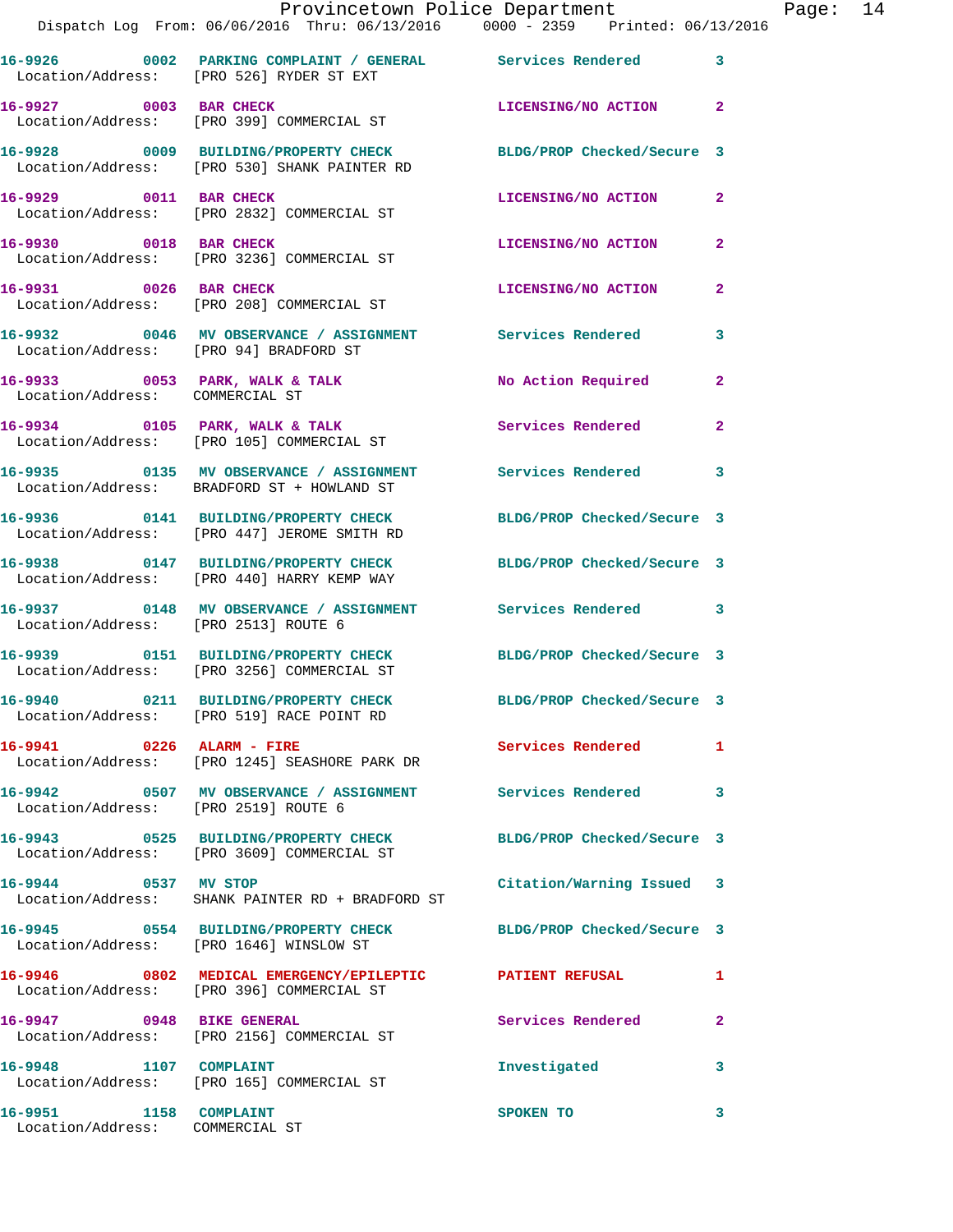16-9926 0002 PARKING COMPLAINT / GENERAL Services Rendered 3
Location/Address: [PRO 526] RYDER ST EXT

16-9927 0003 BAR CHECK LICENSING/NO ACTION 2
Location/Address: [PRO 399] COMMERCIAL ST

16-9928 0009 BUILDING/PROPERTY CHECK BLDG/PROP Checked/Secure 3
Location/Address: [PRO 530] SHANK PAINTER RD

16-9929 0011 BAR CHECK LICENSING/NO ACTION 2
Location/Address: [PRO 2832] COMMERCIAL ST

16-9930 0018 BAR CHECK LICENSING/NO ACTION 2
Location/Address: [PRO 3236] COMMERCIAL ST

16-9931 0026 BAR CHECK LICENSING/NO ACTION 2
Location/Address: [PRO 208] COMMERCIAL ST

16-9932 0046 MV OBSERVANCE / ASSIGNMENT Services Rendered 3
Location/Address: [PRO 94] BRADFORD ST

16-9933 0053 PARK, WALK & TALK No Action Required 2
Location/Address: COMMERCIAL ST

16-9934 0105 PARK, WALK & TALK Services Rendered 2
Location/Address: [PRO 105] COMMERCIAL ST

16-9935 0135 MV OBSERVANCE / ASSIGNMENT Services Rendered 3
Location/Address: BRADFORD ST + HOWLAND ST

16-9936 0141 BUILDING/PROPERTY CHECK BLDG/PROP Checked/Secure 3
Location/Address: [PRO 447] JEROME SMITH RD

16-9938 0147 BUILDING/PROPERTY CHECK BLDG/PROP Checked/Secure 3
Location/Address: [PRO 440] HARRY KEMP WAY

16-9937 0148 MV OBSERVANCE / ASSIGNMENT Services Rendered 3
Location/Address: [PRO 2513] ROUTE 6

16-9939 0151 BUILDING/PROPERTY CHECK BLDG/PROP Checked/Secure 3
Location/Address: [PRO 3256] COMMERCIAL ST

16-9940 0211 BUILDING/PROPERTY CHECK BLDG/PROP Checked/Secure 3
Location/Address: [PRO 519] RACE POINT RD

16-9941 0226 ALARM - FIRE Services Rendered 1
Location/Address: [PRO 1245] SEASHORE PARK DR

16-9942 0507 MV OBSERVANCE / ASSIGNMENT Services Rendered 3
Location/Address: [PRO 2519] ROUTE 6

16-9943 0525 BUILDING/PROPERTY CHECK BLDG/PROP Checked/Secure 3
Location/Address: [PRO 3609] COMMERCIAL ST

16-9944 0537 MV STOP Citation/Warning Issued 3
Location/Address: SHANK PAINTER RD + BRADFORD ST

16-9945 0554 BUILDING/PROPERTY CHECK BLDG/PROP Checked/Secure 3
Location/Address: [PRO 1646] WINSLOW ST

16-9946 0802 MEDICAL EMERGENCY/EPILEPTIC PATIENT REFUSAL 1
Location/Address: [PRO 396] COMMERCIAL ST

16-9947 0948 BIKE GENERAL Services Rendered 2
Location/Address: [PRO 2156] COMMERCIAL ST

16-9948 1107 COMPLAINT Investigated 3
Location/Address: [PRO 165] COMMERCIAL ST

16-9951 1158 COMPLAINT SPOKEN TO 3
Location/Address: COMMERCIAL ST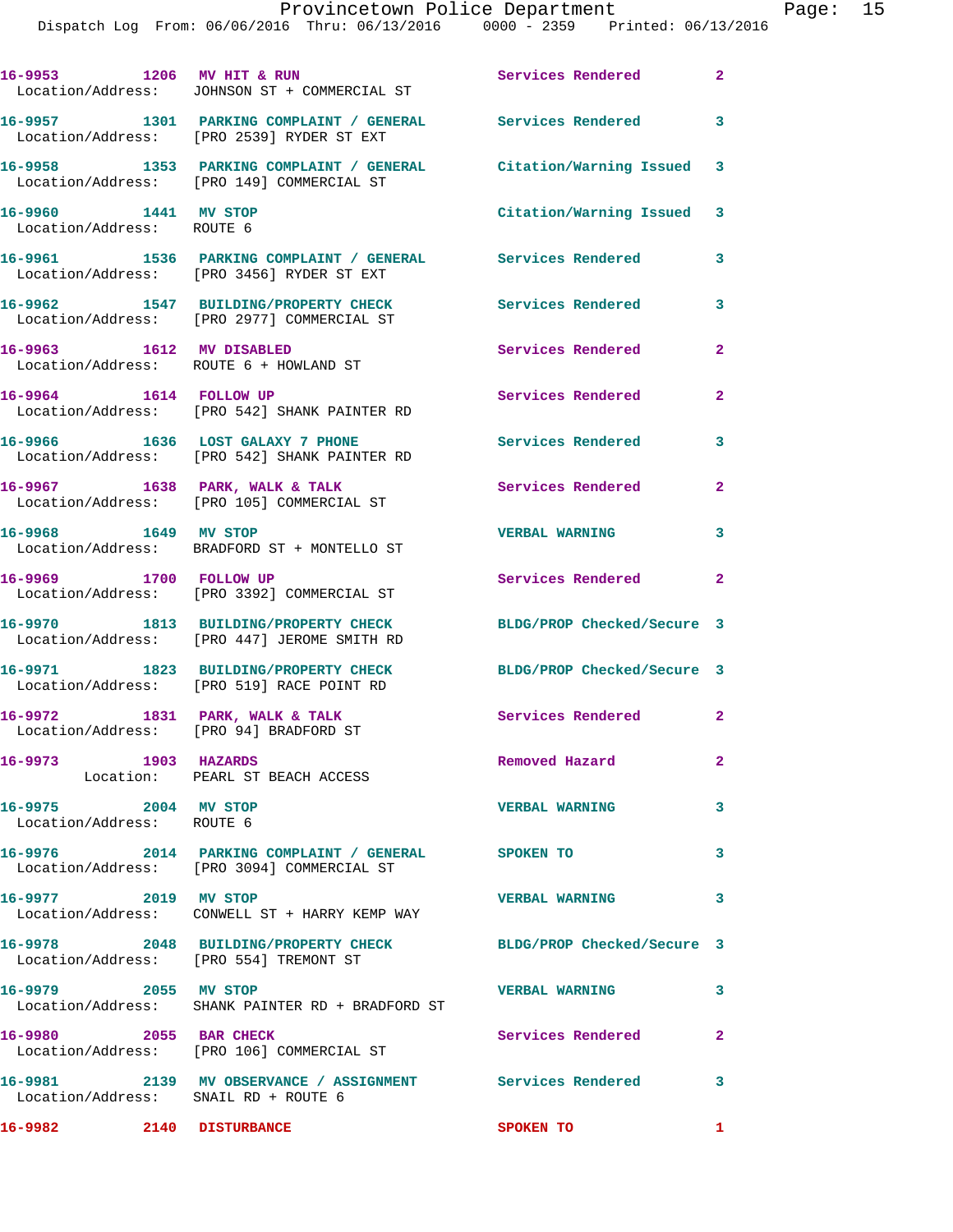16-9953 1206 MV HIT & RUN Services Rendered 2
Location/Address: JOHNSON ST + COMMERCIAL ST

16-9957 1301 PARKING COMPLAINT / GENERAL Services Rendered 3
Location/Address: [PRO 2539] RYDER ST EXT

16-9958 1353 PARKING COMPLAINT / GENERAL Citation/Warning Issued 3
Location/Address: [PRO 149] COMMERCIAL ST

16-9960 1441 MV STOP Citation/Warning Issued 3
Location/Address: ROUTE 6

16-9961 1536 PARKING COMPLAINT / GENERAL Services Rendered 3
Location/Address: [PRO 3456] RYDER ST EXT

16-9962 1547 BUILDING/PROPERTY CHECK Services Rendered 3
Location/Address: [PRO 2977] COMMERCIAL ST

16-9963 1612 MV DISABLED Services Rendered 2
Location/Address: ROUTE 6 + HOWLAND ST

16-9964 1614 FOLLOW UP Services Rendered 2
Location/Address: [PRO 542] SHANK PAINTER RD

16-9966 1636 LOST GALAXY 7 PHONE Services Rendered 3
Location/Address: [PRO 542] SHANK PAINTER RD

16-9967 1638 PARK, WALK & TALK Services Rendered 2
Location/Address: [PRO 105] COMMERCIAL ST

16-9968 1649 MV STOP VERBAL WARNING 3
Location/Address: BRADFORD ST + MONTELLO ST

16-9969 1700 FOLLOW UP Services Rendered 2
Location/Address: [PRO 3392] COMMERCIAL ST

16-9970 1813 BUILDING/PROPERTY CHECK BLDG/PROP Checked/Secure 3
Location/Address: [PRO 447] JEROME SMITH RD

16-9971 1823 BUILDING/PROPERTY CHECK BLDG/PROP Checked/Secure 3
Location/Address: [PRO 519] RACE POINT RD

16-9972 1831 PARK, WALK & TALK Services Rendered 2
Location/Address: [PRO 94] BRADFORD ST

16-9973 1903 HAZARDS Removed Hazard 2
Location: PEARL ST BEACH ACCESS

16-9975 2004 MV STOP VERBAL WARNING 3
Location/Address: ROUTE 6

16-9976 2014 PARKING COMPLAINT / GENERAL SPOKEN TO 3
Location/Address: [PRO 3094] COMMERCIAL ST

16-9977 2019 MV STOP VERBAL WARNING 3
Location/Address: CONWELL ST + HARRY KEMP WAY

16-9978 2048 BUILDING/PROPERTY CHECK BLDG/PROP Checked/Secure 3
Location/Address: [PRO 554] TREMONT ST

16-9979 2055 MV STOP VERBAL WARNING 3
Location/Address: SHANK PAINTER RD + BRADFORD ST

16-9980 2055 BAR CHECK Services Rendered 2
Location/Address: [PRO 106] COMMERCIAL ST

16-9981 2139 MV OBSERVANCE / ASSIGNMENT Services Rendered 3
Location/Address: SNAIL RD + ROUTE 6

16-9982 2140 DISTURBANCE SPOKEN TO 1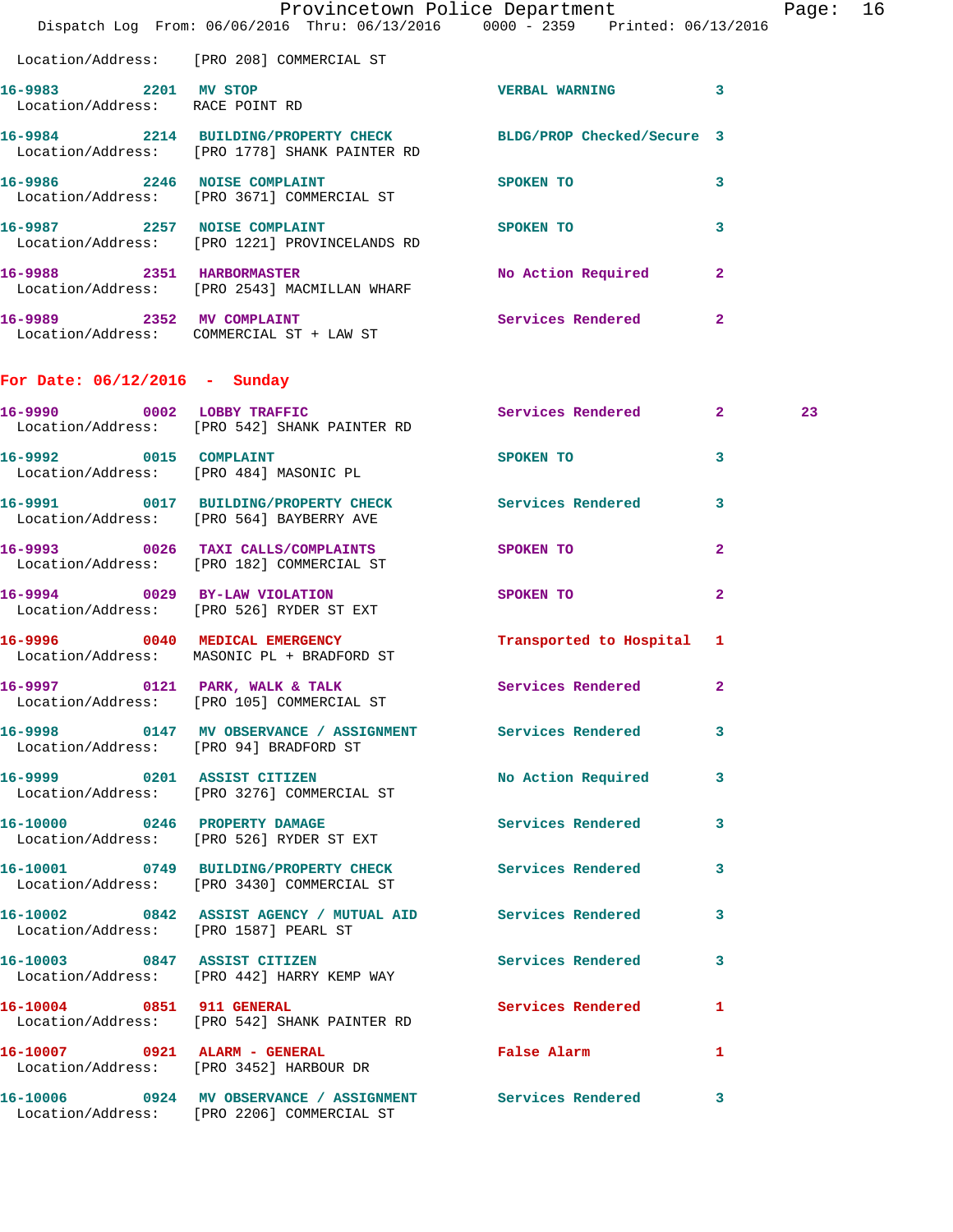Location/Address: [PRO 208] COMMERCIAL ST

16-9983 2201 MV STOP VERBAL WARNING 3
Location/Address: RACE POINT RD

16-9984 2214 BUILDING/PROPERTY CHECK BLDG/PROP Checked/Secure 3
Location/Address: [PRO 1778] SHANK PAINTER RD

16-9986 2246 NOISE COMPLAINT SPOKEN TO 3
Location/Address: [PRO 3671] COMMERCIAL ST

16-9987 2257 NOISE COMPLAINT SPOKEN TO 3
Location/Address: [PRO 1221] PROVINCELANDS RD

16-9988 2351 HARBORMASTER No Action Required 2
Location/Address: [PRO 2543] MACMILLAN WHARF

16-9989 2352 MV COMPLAINT Services Rendered 2
Location/Address: COMMERCIAL ST + LAW ST

## For Date: 06/12/2016 - Sunday

16-9990 0002 LOBBY TRAFFIC Services Rendered 2 23
Location/Address: [PRO 542] SHANK PAINTER RD

16-9992 0015 COMPLAINT SPOKEN TO 3
Location/Address: [PRO 484] MASONIC PL

16-9991 0017 BUILDING/PROPERTY CHECK Services Rendered 3
Location/Address: [PRO 564] BAYBERRY AVE

16-9993 0026 TAXI CALLS/COMPLAINTS SPOKEN TO 2
Location/Address: [PRO 182] COMMERCIAL ST

16-9994 0029 BY-LAW VIOLATION SPOKEN TO 2
Location/Address: [PRO 526] RYDER ST EXT

16-9996 0040 MEDICAL EMERGENCY Transported to Hospital 1
Location/Address: MASONIC PL + BRADFORD ST

16-9997 0121 PARK, WALK & TALK Services Rendered 2
Location/Address: [PRO 105] COMMERCIAL ST

16-9998 0147 MV OBSERVANCE / ASSIGNMENT Services Rendered 3
Location/Address: [PRO 94] BRADFORD ST

16-9999 0201 ASSIST CITIZEN No Action Required 3
Location/Address: [PRO 3276] COMMERCIAL ST

16-10000 0246 PROPERTY DAMAGE Services Rendered 3
Location/Address: [PRO 526] RYDER ST EXT

16-10001 0749 BUILDING/PROPERTY CHECK Services Rendered 3
Location/Address: [PRO 3430] COMMERCIAL ST

16-10002 0842 ASSIST AGENCY / MUTUAL AID Services Rendered 3
Location/Address: [PRO 1587] PEARL ST

16-10003 0847 ASSIST CITIZEN Services Rendered 3
Location/Address: [PRO 442] HARRY KEMP WAY

16-10004 0851 911 GENERAL Services Rendered 1
Location/Address: [PRO 542] SHANK PAINTER RD

16-10007 0921 ALARM - GENERAL False Alarm 1
Location/Address: [PRO 3452] HARBOUR DR

16-10006 0924 MV OBSERVANCE / ASSIGNMENT Services Rendered 3
Location/Address: [PRO 2206] COMMERCIAL ST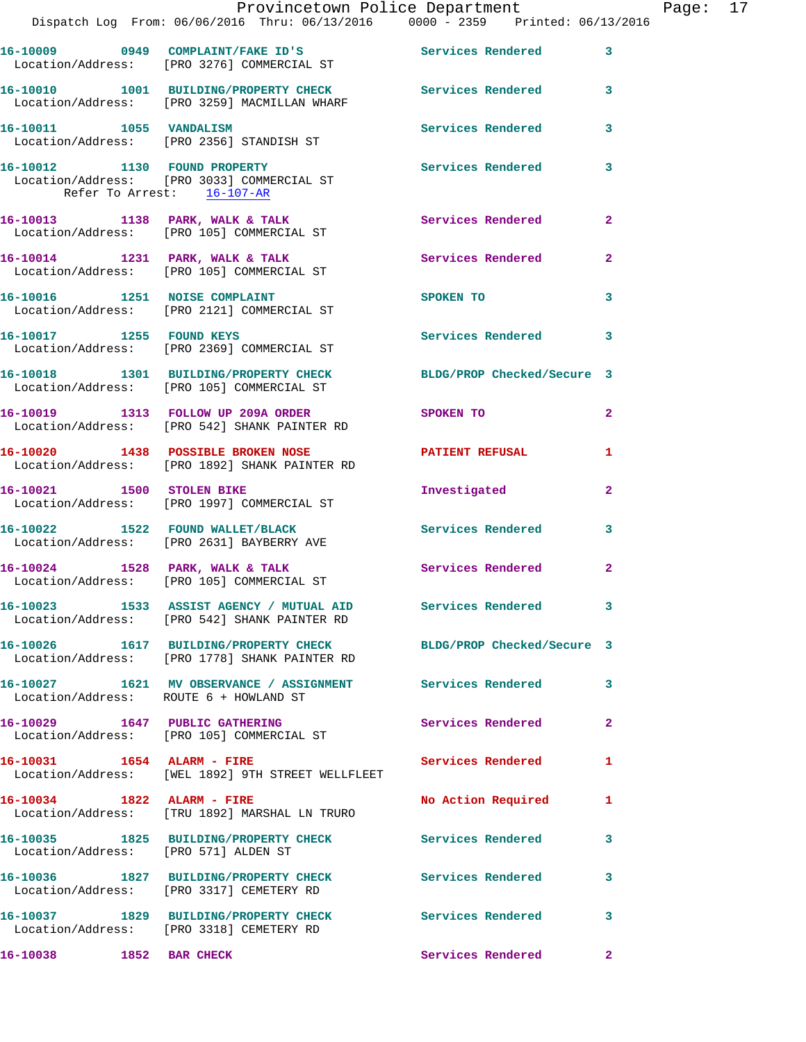16-10009 0949 COMPLAINT/FAKE ID'S Services Rendered 3
Location/Address: [PRO 3276] COMMERCIAL ST

16-10010 1001 BUILDING/PROPERTY CHECK Services Rendered 3
Location/Address: [PRO 3259] MACMILLAN WHARF

16-10011 1055 VANDALISM Services Rendered 3
Location/Address: [PRO 2356] STANDISH ST

16-10012 1130 FOUND PROPERTY Services Rendered 3
Location/Address: [PRO 3033] COMMERCIAL ST
Refer To Arrest: 16-107-AR

16-10013 1138 PARK, WALK & TALK Services Rendered 2
Location/Address: [PRO 105] COMMERCIAL ST

16-10014 1231 PARK, WALK & TALK Services Rendered 2
Location/Address: [PRO 105] COMMERCIAL ST

16-10016 1251 NOISE COMPLAINT SPOKEN TO 3
Location/Address: [PRO 2121] COMMERCIAL ST

16-10017 1255 FOUND KEYS Services Rendered 3
Location/Address: [PRO 2369] COMMERCIAL ST

16-10018 1301 BUILDING/PROPERTY CHECK BLDG/PROP Checked/Secure 3
Location/Address: [PRO 105] COMMERCIAL ST

16-10019 1313 FOLLOW UP 209A ORDER SPOKEN TO 2
Location/Address: [PRO 542] SHANK PAINTER RD

16-10020 1438 POSSIBLE BROKEN NOSE PATIENT REFUSAL 1
Location/Address: [PRO 1892] SHANK PAINTER RD

16-10021 1500 STOLEN BIKE Investigated 2
Location/Address: [PRO 1997] COMMERCIAL ST

16-10022 1522 FOUND WALLET/BLACK Services Rendered 3
Location/Address: [PRO 2631] BAYBERRY AVE

16-10024 1528 PARK, WALK & TALK Services Rendered 2
Location/Address: [PRO 105] COMMERCIAL ST

16-10023 1533 ASSIST AGENCY / MUTUAL AID Services Rendered 3
Location/Address: [PRO 542] SHANK PAINTER RD

16-10026 1617 BUILDING/PROPERTY CHECK BLDG/PROP Checked/Secure 3
Location/Address: [PRO 1778] SHANK PAINTER RD

16-10027 1621 MV OBSERVANCE / ASSIGNMENT Services Rendered 3
Location/Address: ROUTE 6 + HOWLAND ST

16-10029 1647 PUBLIC GATHERING Services Rendered 2
Location/Address: [PRO 105] COMMERCIAL ST

16-10031 1654 ALARM - FIRE Services Rendered 1
Location/Address: [WEL 1892] 9TH STREET WELLFLEET

16-10034 1822 ALARM - FIRE No Action Required 1
Location/Address: [TRU 1892] MARSHAL LN TRURO

16-10035 1825 BUILDING/PROPERTY CHECK Services Rendered 3
Location/Address: [PRO 571] ALDEN ST

16-10036 1827 BUILDING/PROPERTY CHECK Services Rendered 3
Location/Address: [PRO 3317] CEMETERY RD

16-10037 1829 BUILDING/PROPERTY CHECK Services Rendered 3
Location/Address: [PRO 3318] CEMETERY RD

16-10038 1852 BAR CHECK Services Rendered 2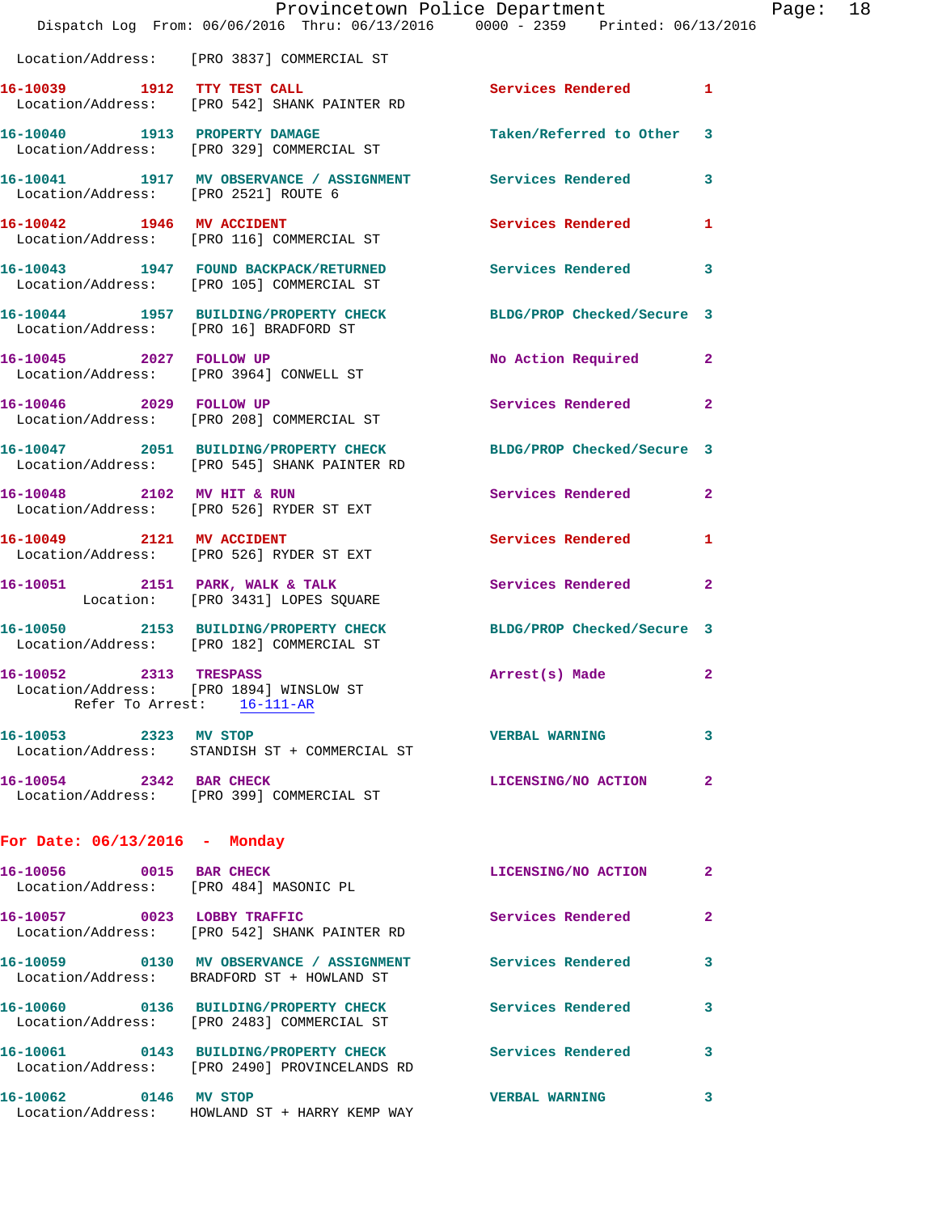Location/Address: [PRO 3837] COMMERCIAL ST

| Call # | Time | Call Reason | Action | Priority |
|---|---|---|---|---|
| 16-10039 | 1912 | TTY TEST CALL | Services Rendered | 1 |
| Location/Address: [PRO 542] SHANK PAINTER RD | | | | |
| 16-10040 | 1913 | PROPERTY DAMAGE | Taken/Referred to Other | 3 |
| Location/Address: [PRO 329] COMMERCIAL ST | | | | |
| 16-10041 | 1917 | MV OBSERVANCE / ASSIGNMENT | Services Rendered | 3 |
| Location/Address: [PRO 2521] ROUTE 6 | | | | |
| 16-10042 | 1946 | MV ACCIDENT | Services Rendered | 1 |
| Location/Address: [PRO 116] COMMERCIAL ST | | | | |
| 16-10043 | 1947 | FOUND BACKPACK/RETURNED | Services Rendered | 3 |
| Location/Address: [PRO 105] COMMERCIAL ST | | | | |
| 16-10044 | 1957 | BUILDING/PROPERTY CHECK | BLDG/PROP Checked/Secure | 3 |
| Location/Address: [PRO 16] BRADFORD ST | | | | |
| 16-10045 | 2027 | FOLLOW UP | No Action Required | 2 |
| Location/Address: [PRO 3964] CONWELL ST | | | | |
| 16-10046 | 2029 | FOLLOW UP | Services Rendered | 2 |
| Location/Address: [PRO 208] COMMERCIAL ST | | | | |
| 16-10047 | 2051 | BUILDING/PROPERTY CHECK | BLDG/PROP Checked/Secure | 3 |
| Location/Address: [PRO 545] SHANK PAINTER RD | | | | |
| 16-10048 | 2102 | MV HIT & RUN | Services Rendered | 2 |
| Location/Address: [PRO 526] RYDER ST EXT | | | | |
| 16-10049 | 2121 | MV ACCIDENT | Services Rendered | 1 |
| Location/Address: [PRO 526] RYDER ST EXT | | | | |
| 16-10051 | 2151 | PARK, WALK & TALK | Services Rendered | 2 |
| Location: [PRO 3431] LOPES SQUARE | | | | |
| 16-10050 | 2153 | BUILDING/PROPERTY CHECK | BLDG/PROP Checked/Secure | 3 |
| Location/Address: [PRO 182] COMMERCIAL ST | | | | |
| 16-10052 | 2313 | TRESPASS | Arrest(s) Made | 2 |
| Location/Address: [PRO 1894] WINSLOW ST — Refer To Arrest: 16-111-AR | | | | |
| 16-10053 | 2323 | MV STOP | VERBAL WARNING | 3 |
| Location/Address: STANDISH ST + COMMERCIAL ST | | | | |
| 16-10054 | 2342 | BAR CHECK | LICENSING/NO ACTION | 2 |
| Location/Address: [PRO 399] COMMERCIAL ST | | | | |

## For Date: 06/13/2016 - Monday

| Call # | Time | Call Reason | Action | Priority |
|---|---|---|---|---|
| 16-10056 | 0015 | BAR CHECK | LICENSING/NO ACTION | 2 |
| Location/Address: [PRO 484] MASONIC PL | | | | |
| 16-10057 | 0023 | LOBBY TRAFFIC | Services Rendered | 2 |
| Location/Address: [PRO 542] SHANK PAINTER RD | | | | |
| 16-10059 | 0130 | MV OBSERVANCE / ASSIGNMENT | Services Rendered | 3 |
| Location/Address: BRADFORD ST + HOWLAND ST | | | | |
| 16-10060 | 0136 | BUILDING/PROPERTY CHECK | Services Rendered | 3 |
| Location/Address: [PRO 2483] COMMERCIAL ST | | | | |
| 16-10061 | 0143 | BUILDING/PROPERTY CHECK | Services Rendered | 3 |
| Location/Address: [PRO 2490] PROVINCELANDS RD | | | | |
| 16-10062 | 0146 | MV STOP | VERBAL WARNING | 3 |
| Location/Address: HOWLAND ST + HARRY KEMP WAY | | | | |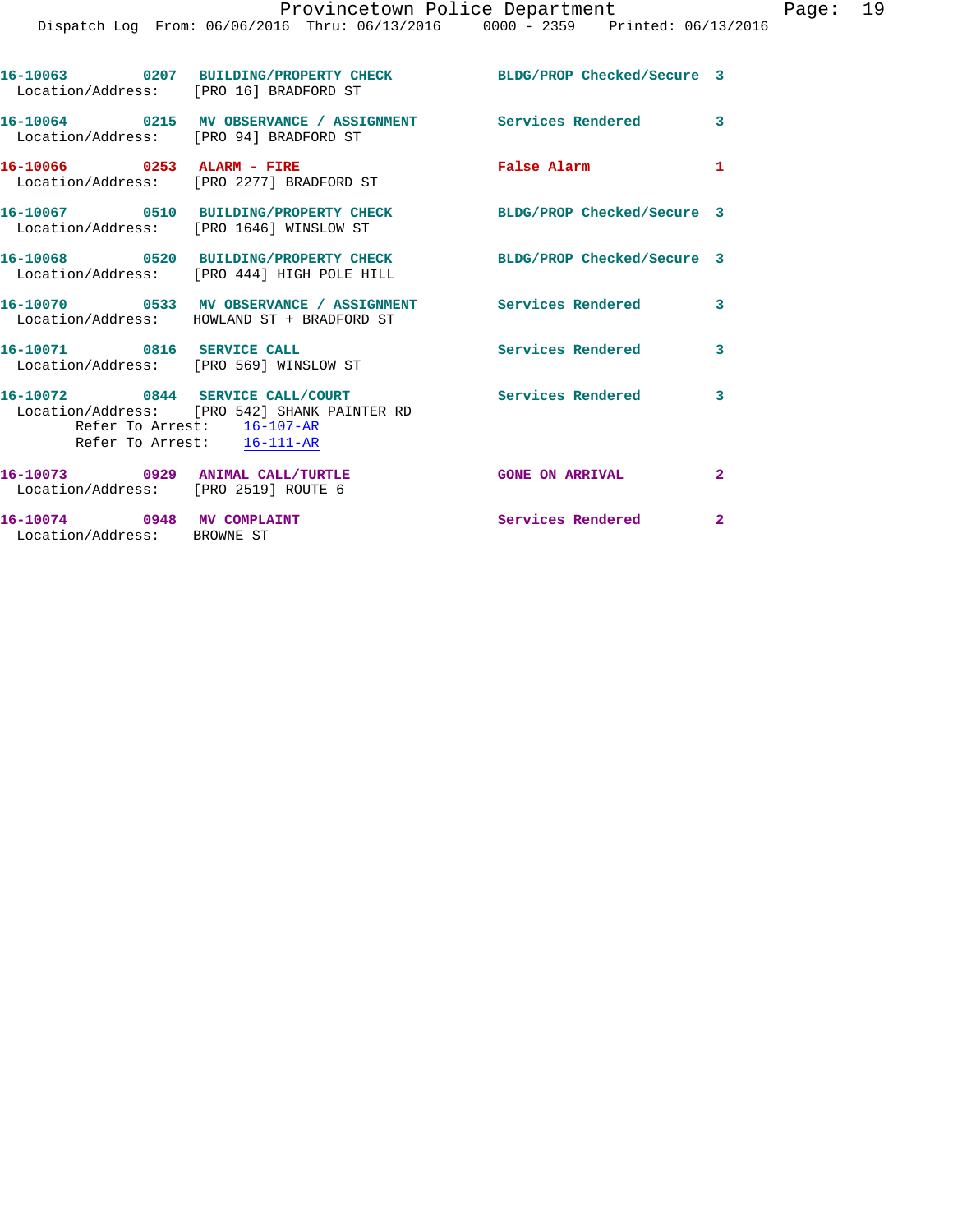16-10063 0207 BUILDING/PROPERTY CHECK BLDG/PROP Checked/Secure 3
Location/Address: [PRO 16] BRADFORD ST

16-10064 0215 MV OBSERVANCE / ASSIGNMENT Services Rendered 3
Location/Address: [PRO 94] BRADFORD ST

16-10066 0253 ALARM - FIRE False Alarm 1
Location/Address: [PRO 2277] BRADFORD ST

16-10067 0510 BUILDING/PROPERTY CHECK BLDG/PROP Checked/Secure 3
Location/Address: [PRO 1646] WINSLOW ST

16-10068 0520 BUILDING/PROPERTY CHECK BLDG/PROP Checked/Secure 3
Location/Address: [PRO 444] HIGH POLE HILL

16-10070 0533 MV OBSERVANCE / ASSIGNMENT Services Rendered 3
Location/Address: HOWLAND ST + BRADFORD ST

16-10071 0816 SERVICE CALL Services Rendered 3
Location/Address: [PRO 569] WINSLOW ST

16-10072 0844 SERVICE CALL/COURT Services Rendered 3
Location/Address: [PRO 542] SHANK PAINTER RD
Refer To Arrest: 16-107-AR
Refer To Arrest: 16-111-AR

16-10073 0929 ANIMAL CALL/TURTLE GONE ON ARRIVAL 2
Location/Address: [PRO 2519] ROUTE 6

16-10074 0948 MV COMPLAINT Services Rendered 2
Location/Address: BROWNE ST